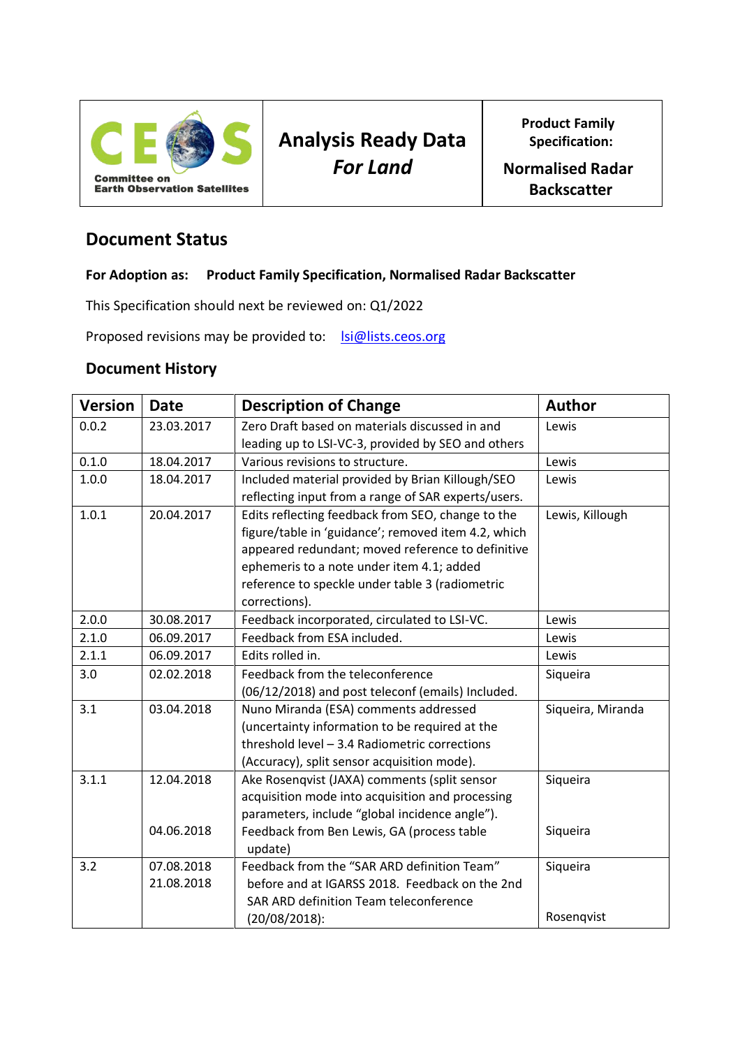| Committee on Earth Observation Satellites | **Analysis Ready Data *For Land*** | **Product Family Specification: Normalised Radar Backscatter** |
|---|---|---|

## Document Status

**For Adoption as: Product Family Specification, Normalised Radar Backscatter**

This Specification should next be reviewed on: Q1/2022

Proposed revisions may be provided to: lsi@lists.ceos.org

## Document History

| Version | Date | Description of Change | Author |
|---|---|---|---|
| 0.0.2 | 23.03.2017 | Zero Draft based on materials discussed in and leading up to LSI-VC-3, provided by SEO and others | Lewis |
| 0.1.0 | 18.04.2017 | Various revisions to structure. | Lewis |
| 1.0.0 | 18.04.2017 | Included material provided by Brian Killough/SEO reflecting input from a range of SAR experts/users. | Lewis |
| 1.0.1 | 20.04.2017 | Edits reflecting feedback from SEO, change to the figure/table in 'guidance'; removed item 4.2, which appeared redundant; moved reference to definitive ephemeris to a note under item 4.1; added reference to speckle under table 3 (radiometric corrections). | Lewis, Killough |
| 2.0.0 | 30.08.2017 | Feedback incorporated, circulated to LSI-VC. | Lewis |
| 2.1.0 | 06.09.2017 | Feedback from ESA included. | Lewis |
| 2.1.1 | 06.09.2017 | Edits rolled in. | Lewis |
| 3.0 | 02.02.2018 | Feedback from the teleconference (06/12/2018) and post teleconf (emails) Included. | Siqueira |
| 3.1 | 03.04.2018 | Nuno Miranda (ESA) comments addressed (uncertainty information to be required at the threshold level – 3.4 Radiometric corrections (Accuracy), split sensor acquisition mode). | Siqueira, Miranda |
| 3.1.1 | 12.04.2018<br><br><br>04.06.2018 | Ake Rosenqvist (JAXA) comments (split sensor acquisition mode into acquisition and processing parameters, include "global incidence angle").<br>Feedback from Ben Lewis, GA (process table update) | Siqueira<br><br><br>Siqueira |
| 3.2 | 07.08.2018<br>21.08.2018 | Feedback from the "SAR ARD definition Team" before and at IGARSS 2018. Feedback on the 2nd SAR ARD definition Team teleconference (20/08/2018): | Siqueira<br><br><br>Rosenqvist |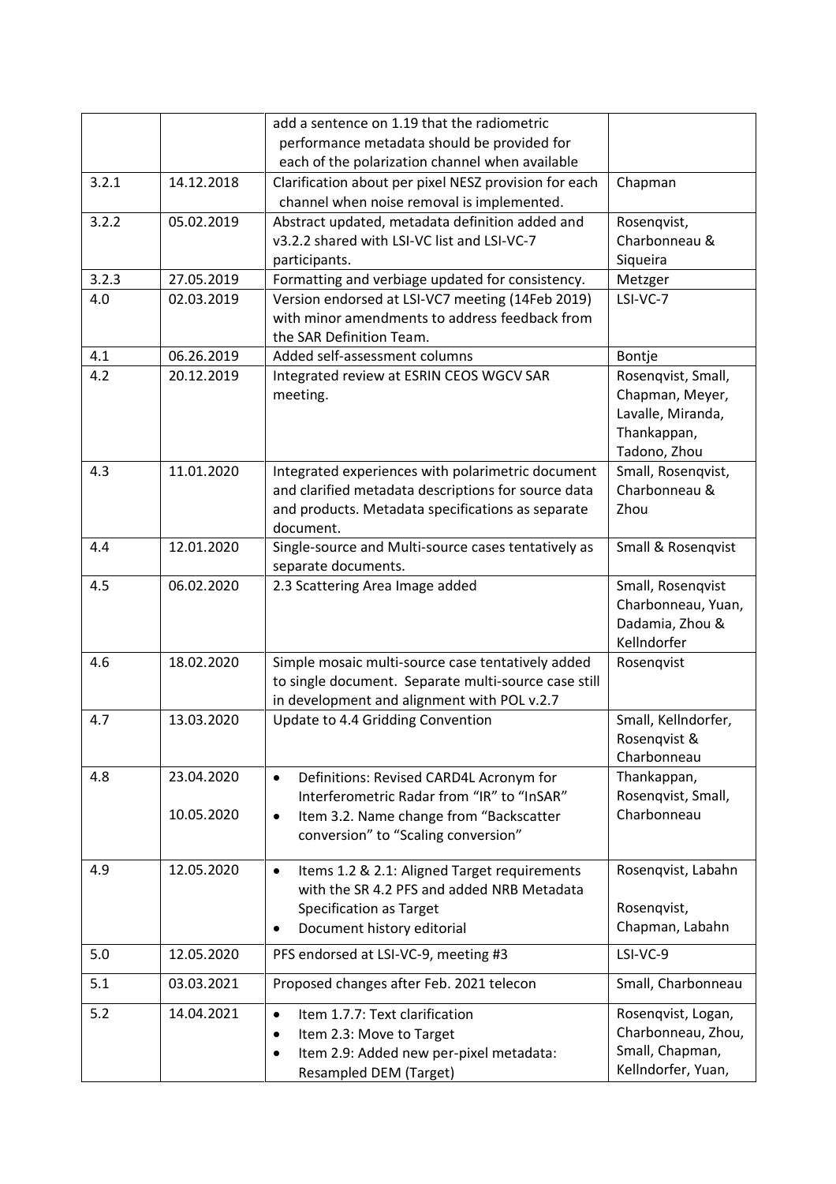| | | | |
|---|---|---|---|
| | | add a sentence on 1.19 that the radiometric performance metadata should be provided for each of the polarization channel when available | |
| 3.2.1 | 14.12.2018 | Clarification about per pixel NESZ provision for each channel when noise removal is implemented. | Chapman |
| 3.2.2 | 05.02.2019 | Abstract updated, metadata definition added and v3.2.2 shared with LSI-VC list and LSI-VC-7 participants. | Rosenqvist, Charbonneau & Siqueira |
| 3.2.3 | 27.05.2019 | Formatting and verbiage updated for consistency. | Metzger |
| 4.0 | 02.03.2019 | Version endorsed at LSI-VC7 meeting (14Feb 2019) with minor amendments to address feedback from the SAR Definition Team. | LSI-VC-7 |
| 4.1 | 06.26.2019 | Added self-assessment columns | Bontje |
| 4.2 | 20.12.2019 | Integrated review at ESRIN CEOS WGCV SAR meeting. | Rosenqvist, Small, Chapman, Meyer, Lavalle, Miranda, Thankappan, Tadono, Zhou |
| 4.3 | 11.01.2020 | Integrated experiences with polarimetric document and clarified metadata descriptions for source data and products. Metadata specifications as separate document. | Small, Rosenqvist, Charbonneau & Zhou |
| 4.4 | 12.01.2020 | Single-source and Multi-source cases tentatively as separate documents. | Small & Rosenqvist |
| 4.5 | 06.02.2020 | 2.3 Scattering Area Image added | Small, Rosenqvist Charbonneau, Yuan, Dadamia, Zhou & Kellndorfer |
| 4.6 | 18.02.2020 | Simple mosaic multi-source case tentatively added to single document. Separate multi-source case still in development and alignment with POL v.2.7 | Rosenqvist |
| 4.7 | 13.03.2020 | Update to 4.4 Gridding Convention | Small, Kellndorfer, Rosenqvist & Charbonneau |
| 4.8 | 23.04.2020<br><br>10.05.2020 | • Definitions: Revised CARD4L Acronym for Interferometric Radar from "IR" to "InSAR"<br>• Item 3.2. Name change from "Backscatter conversion" to "Scaling conversion" | Thankappan, Rosenqvist, Small, Charbonneau |
| 4.9 | 12.05.2020 | • Items 1.2 & 2.1: Aligned Target requirements with the SR 4.2 PFS and added NRB Metadata Specification as Target<br>• Document history editorial | Rosenqvist, Labahn<br><br>Rosenqvist, Chapman, Labahn |
| 5.0 | 12.05.2020 | PFS endorsed at LSI-VC-9, meeting #3 | LSI-VC-9 |
| 5.1 | 03.03.2021 | Proposed changes after Feb. 2021 telecon | Small, Charbonneau |
| 5.2 | 14.04.2021 | • Item 1.7.7: Text clarification<br>• Item 2.3: Move to Target<br>• Item 2.9: Added new per-pixel metadata: Resampled DEM (Target) | Rosenqvist, Logan, Charbonneau, Zhou, Small, Chapman, Kellndorfer, Yuan, |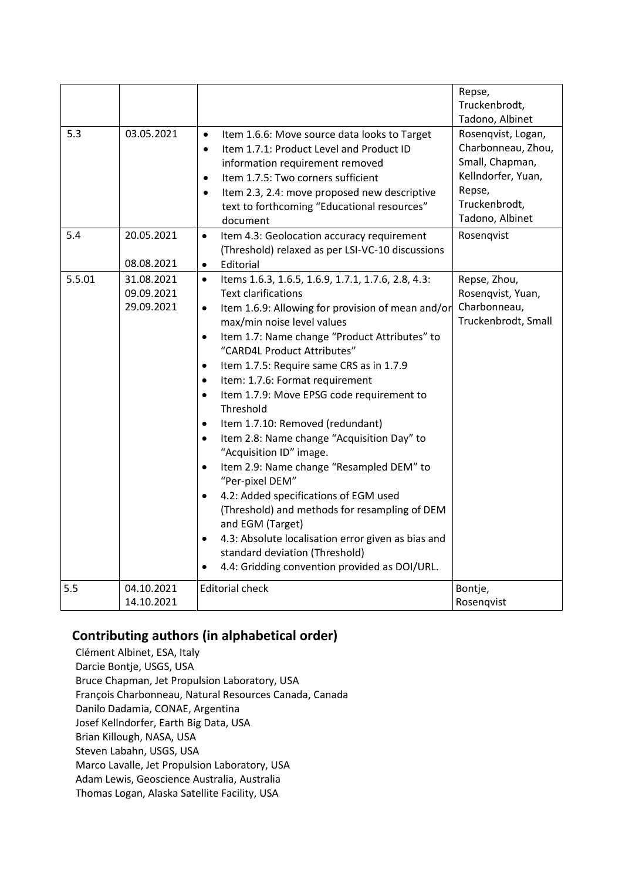| | | | |
|---|---|---|---|
| | | | Repse, Truckenbrodt, Tadono, Albinet |
| 5.3 | 03.05.2021 | • Item 1.6.6: Move source data looks to Target<br>• Item 1.7.1: Product Level and Product ID information requirement removed<br>• Item 1.7.5: Two corners sufficient<br>• Item 2.3, 2.4: move proposed new descriptive text to forthcoming "Educational resources" document | Rosenqvist, Logan, Charbonneau, Zhou, Small, Chapman, Kellndorfer, Yuan, Repse, Truckenbrodt, Tadono, Albinet |
| 5.4 | 20.05.2021<br><br>08.08.2021 | • Item 4.3: Geolocation accuracy requirement (Threshold) relaxed as per LSI-VC-10 discussions<br>• Editorial | Rosenqvist |
| 5.5.01 | 31.08.2021<br>09.09.2021<br>29.09.2021 | • Items 1.6.3, 1.6.5, 1.6.9, 1.7.1, 1.7.6, 2.8, 4.3: Text clarifications<br>• Item 1.6.9: Allowing for provision of mean and/or max/min noise level values<br>• Item 1.7: Name change "Product Attributes" to "CARD4L Product Attributes"<br>• Item 1.7.5: Require same CRS as in 1.7.9<br>• Item: 1.7.6: Format requirement<br>• Item 1.7.9: Move EPSG code requirement to Threshold<br>• Item 1.7.10: Removed (redundant)<br>• Item 2.8: Name change "Acquisition Day" to "Acquisition ID" image.<br>• Item 2.9: Name change "Resampled DEM" to "Per-pixel DEM"<br>• 4.2: Added specifications of EGM used (Threshold) and methods for resampling of DEM and EGM (Target)<br>• 4.3: Absolute localisation error given as bias and standard deviation (Threshold)<br>• 4.4: Gridding convention provided as DOI/URL. | Repse, Zhou, Rosenqvist, Yuan, Charbonneau, Truckenbrodt, Small |
| 5.5 | 04.10.2021<br>14.10.2021 | Editorial check | Bontje, Rosenqvist |

## Contributing authors (in alphabetical order)

Clément Albinet, ESA, Italy
Darcie Bontje, USGS, USA
Bruce Chapman, Jet Propulsion Laboratory, USA
François Charbonneau, Natural Resources Canada, Canada
Danilo Dadamia, CONAE, Argentina
Josef Kellndorfer, Earth Big Data, USA
Brian Killough, NASA, USA
Steven Labahn, USGS, USA
Marco Lavalle, Jet Propulsion Laboratory, USA
Adam Lewis, Geoscience Australia, Australia
Thomas Logan, Alaska Satellite Facility, USA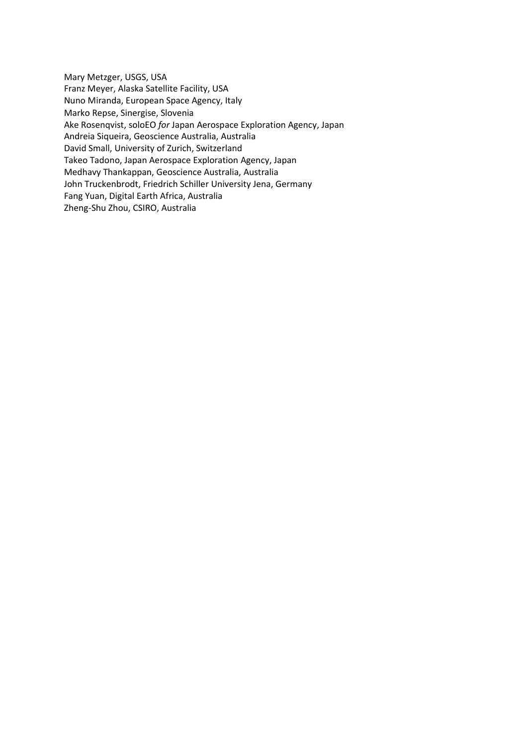Mary Metzger, USGS, USA
Franz Meyer, Alaska Satellite Facility, USA
Nuno Miranda, European Space Agency, Italy
Marko Repse, Sinergise, Slovenia
Ake Rosenqvist, soloEO *for* Japan Aerospace Exploration Agency, Japan
Andreia Siqueira, Geoscience Australia, Australia
David Small, University of Zurich, Switzerland
Takeo Tadono, Japan Aerospace Exploration Agency, Japan
Medhavy Thankappan, Geoscience Australia, Australia
John Truckenbrodt, Friedrich Schiller University Jena, Germany
Fang Yuan, Digital Earth Africa, Australia
Zheng-Shu Zhou, CSIRO, Australia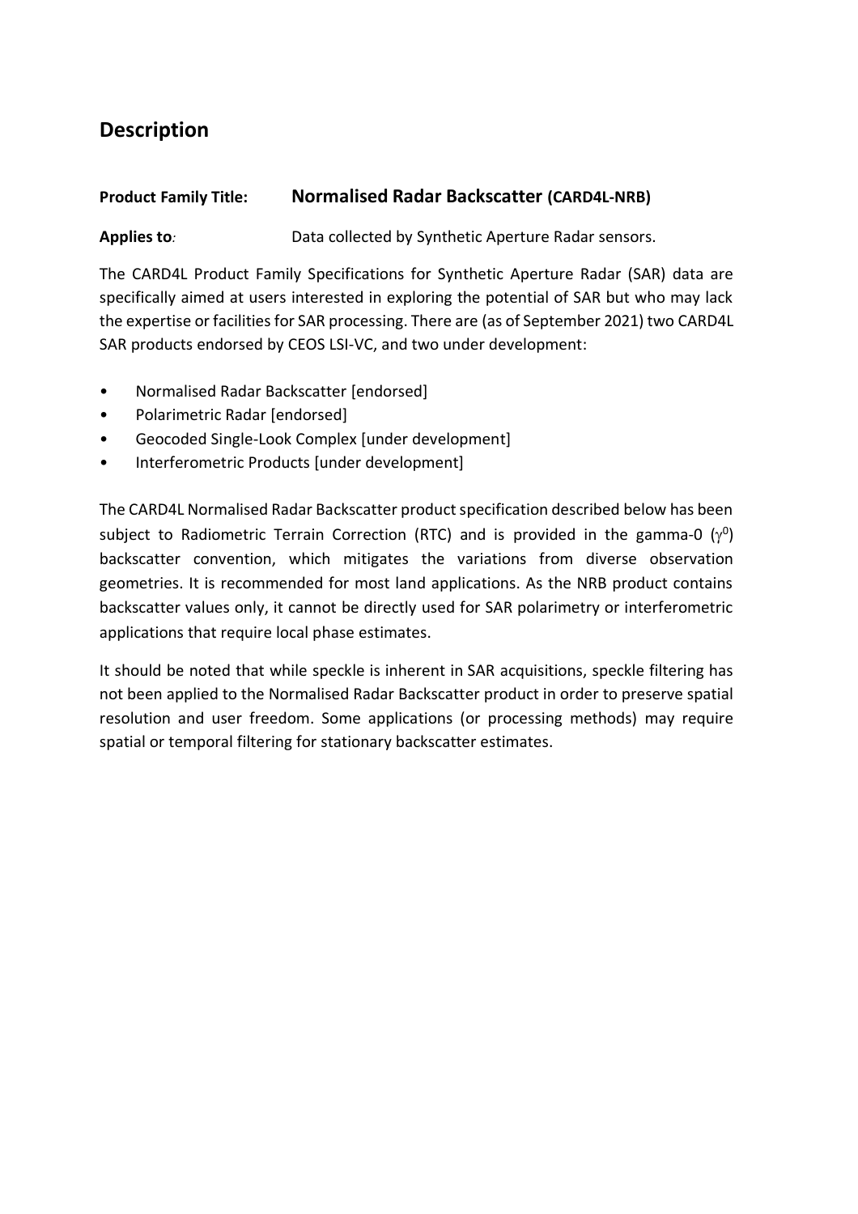## Description

**Product Family Title:** **Normalised Radar Backscatter (CARD4L-NRB)**

**Applies to***:* Data collected by Synthetic Aperture Radar sensors.

The CARD4L Product Family Specifications for Synthetic Aperture Radar (SAR) data are specifically aimed at users interested in exploring the potential of SAR but who may lack the expertise or facilities for SAR processing. There are (as of September 2021) two CARD4L SAR products endorsed by CEOS LSI-VC, and two under development:

- Normalised Radar Backscatter [endorsed]
- Polarimetric Radar [endorsed]
- Geocoded Single-Look Complex [under development]
- Interferometric Products [under development]

The CARD4L Normalised Radar Backscatter product specification described below has been subject to Radiometric Terrain Correction (RTC) and is provided in the gamma-0 ($\gamma^0$) backscatter convention, which mitigates the variations from diverse observation geometries. It is recommended for most land applications. As the NRB product contains backscatter values only, it cannot be directly used for SAR polarimetry or interferometric applications that require local phase estimates.

It should be noted that while speckle is inherent in SAR acquisitions, speckle filtering has not been applied to the Normalised Radar Backscatter product in order to preserve spatial resolution and user freedom. Some applications (or processing methods) may require spatial or temporal filtering for stationary backscatter estimates.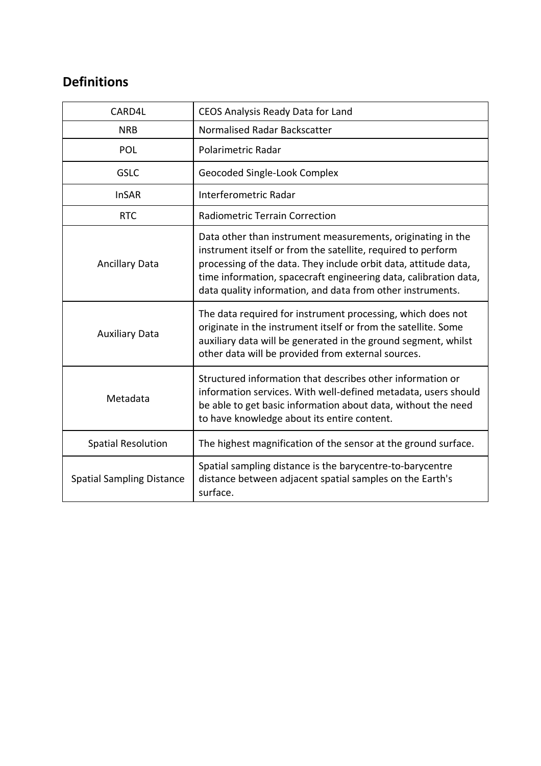## Definitions

| | |
|---|---|
| CARD4L | CEOS Analysis Ready Data for Land |
| NRB | Normalised Radar Backscatter |
| POL | Polarimetric Radar |
| GSLC | Geocoded Single-Look Complex |
| InSAR | Interferometric Radar |
| RTC | Radiometric Terrain Correction |
| Ancillary Data | Data other than instrument measurements, originating in the instrument itself or from the satellite, required to perform processing of the data. They include orbit data, attitude data, time information, spacecraft engineering data, calibration data, data quality information, and data from other instruments. |
| Auxiliary Data | The data required for instrument processing, which does not originate in the instrument itself or from the satellite. Some auxiliary data will be generated in the ground segment, whilst other data will be provided from external sources. |
| Metadata | Structured information that describes other information or information services. With well-defined metadata, users should be able to get basic information about data, without the need to have knowledge about its entire content. |
| Spatial Resolution | The highest magnification of the sensor at the ground surface. |
| Spatial Sampling Distance | Spatial sampling distance is the barycentre-to-barycentre distance between adjacent spatial samples on the Earth's surface. |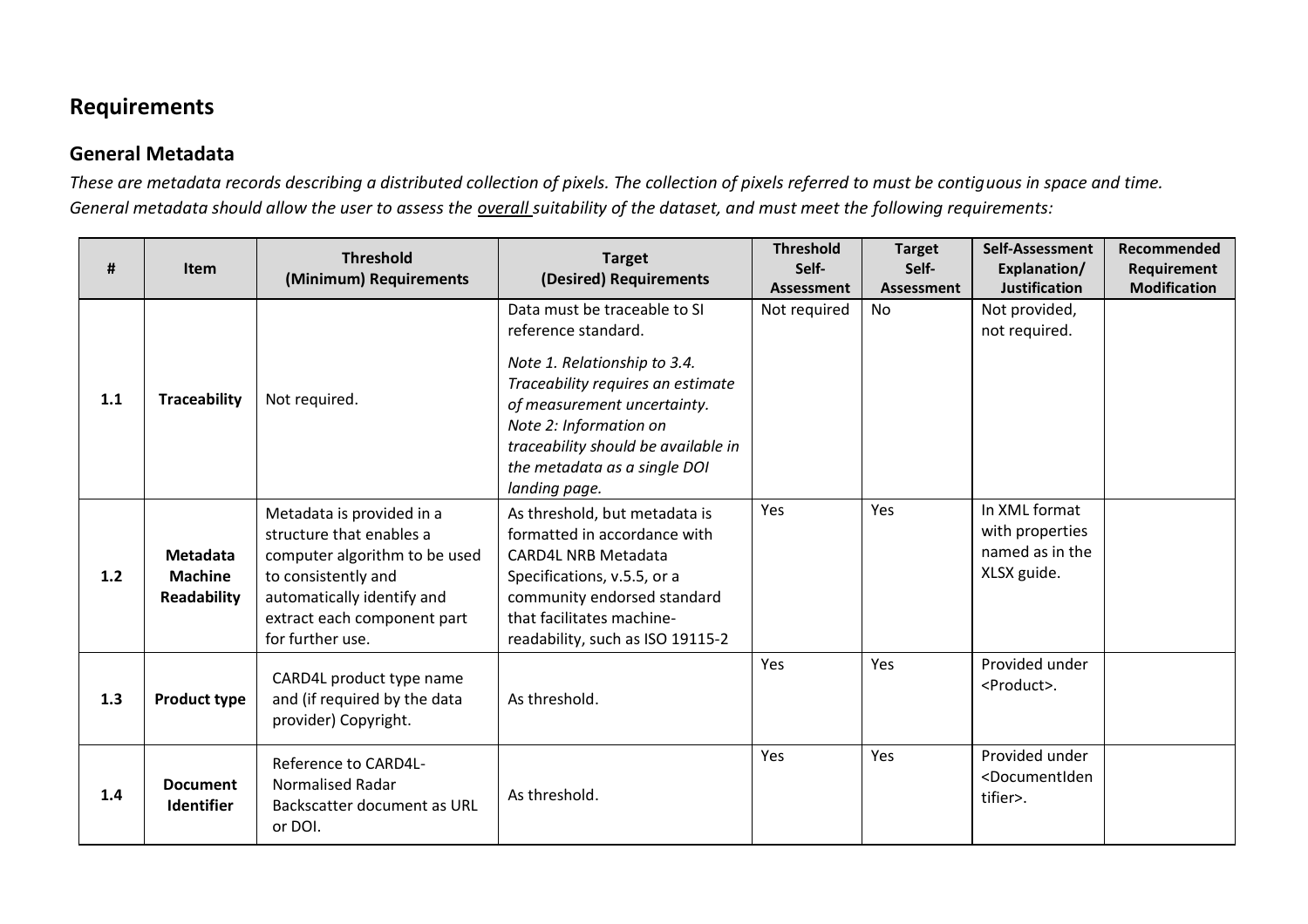# Requirements

## General Metadata

*These are metadata records describing a distributed collection of pixels. The collection of pixels referred to must be contiguous in space and time. General metadata should allow the user to assess the overall suitability of the dataset, and must meet the following requirements:*

| # | Item | Threshold (Minimum) Requirements | Target (Desired) Requirements | Threshold Self-Assessment | Target Self-Assessment | Self-Assessment Explanation/ Justification | Recommended Requirement Modification |
|---|---|---|---|---|---|---|---|
| 1.1 | **Traceability** | Not required. | Data must be traceable to SI reference standard. *Note 1. Relationship to 3.4. Traceability requires an estimate of measurement uncertainty. Note 2: Information on traceability should be available in the metadata as a single DOI landing page.* | Not required | No | Not provided, not required. | |
| 1.2 | **Metadata Machine Readability** | Metadata is provided in a structure that enables a computer algorithm to be used to consistently and automatically identify and extract each component part for further use. | As threshold, but metadata is formatted in accordance with CARD4L NRB Metadata Specifications, v.5.5, or a community endorsed standard that facilitates machine-readability, such as ISO 19115-2 | Yes | Yes | In XML format with properties named as in the XLSX guide. | |
| 1.3 | **Product type** | CARD4L product type name and (if required by the data provider) Copyright. | As threshold. | Yes | Yes | Provided under <Product>. | |
| 1.4 | **Document Identifier** | Reference to CARD4L-Normalised Radar Backscatter document as URL or DOI. | As threshold. | Yes | Yes | Provided under <DocumentIdentifier>. | |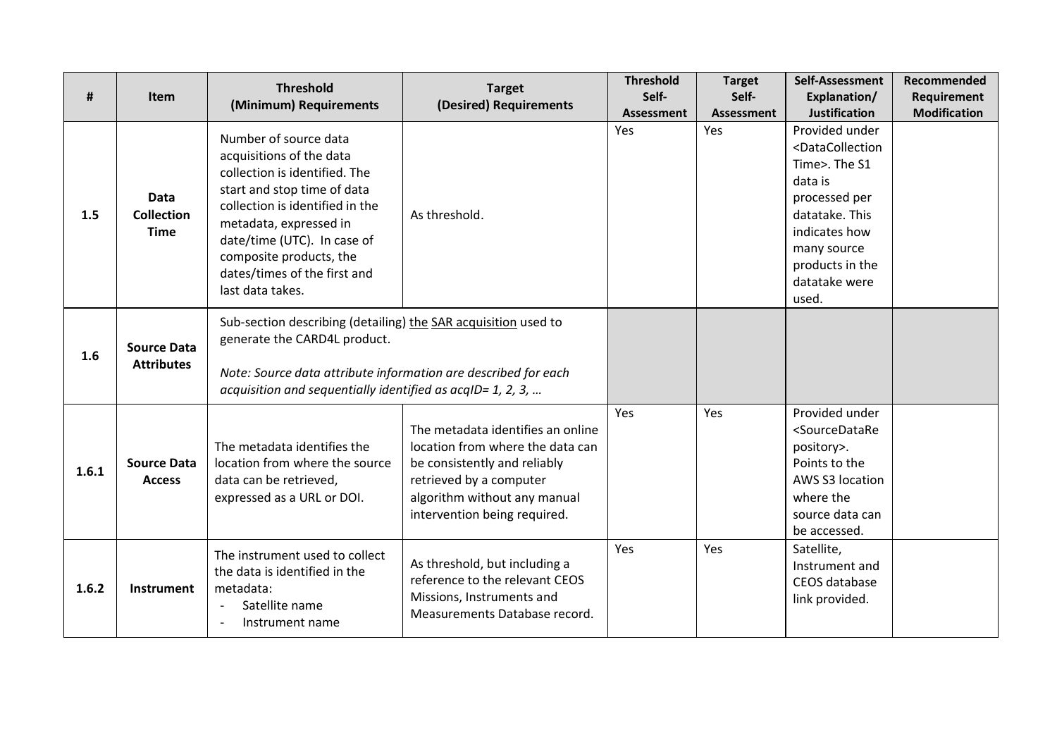| # | Item | Threshold (Minimum) Requirements | Target (Desired) Requirements | Threshold Self-Assessment | Target Self-Assessment | Self-Assessment Explanation/ Justification | Recommended Requirement Modification |
|---|---|---|---|---|---|---|---|
| 1.5 | **Data Collection Time** | Number of source data acquisitions of the data collection is identified. The start and stop time of data collection is identified in the metadata, expressed in date/time (UTC). In case of composite products, the dates/times of the first and last data takes. | As threshold. | Yes | Yes | Provided under <DataCollectionTime>. The S1 data is processed per datatake. This indicates how many source products in the datatake were used. | |
| 1.6 | **Source Data Attributes** | Sub-section describing (detailing) the SAR acquisition used to generate the CARD4L product.<br><br>*Note: Source data attribute information are described for each acquisition and sequentially identified as acqID= 1, 2, 3, …* | | | | | |
| 1.6.1 | **Source Data Access** | The metadata identifies the location from where the source data can be retrieved, expressed as a URL or DOI. | The metadata identifies an online location from where the data can be consistently and reliably retrieved by a computer algorithm without any manual intervention being required. | Yes | Yes | Provided under <SourceDataRepository>. Points to the AWS S3 location where the source data can be accessed. | |
| 1.6.2 | **Instrument** | The instrument used to collect the data is identified in the metadata:<br>- Satellite name<br>- Instrument name | As threshold, but including a reference to the relevant CEOS Missions, Instruments and Measurements Database record. | Yes | Yes | Satellite, Instrument and CEOS database link provided. | |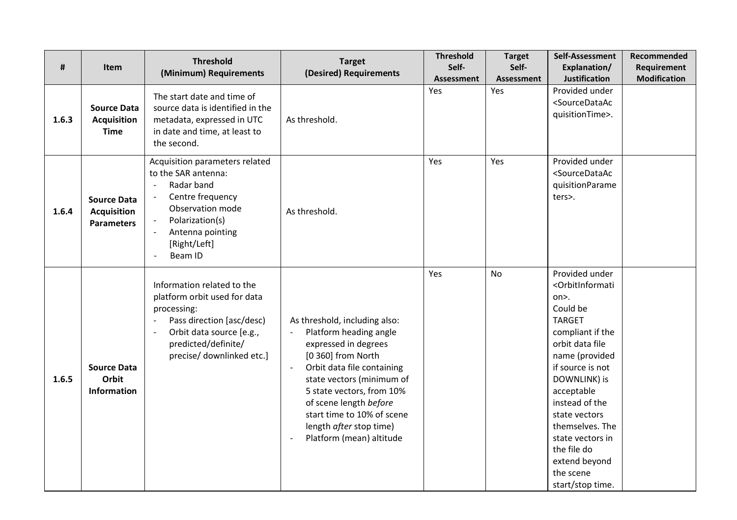| # | Item | Threshold (Minimum) Requirements | Target (Desired) Requirements | Threshold Self-Assessment | Target Self-Assessment | Self-Assessment Explanation/ Justification | Recommended Requirement Modification |
|---|---|---|---|---|---|---|---|
| **1.6.3** | **Source Data Acquisition Time** | The start date and time of source data is identified in the metadata, expressed in UTC in date and time, at least to the second. | As threshold. | Yes | Yes | Provided under <SourceDataAcquisitionTime>. | |
| **1.6.4** | **Source Data Acquisition Parameters** | Acquisition parameters related to the SAR antenna:<br>- Radar band<br>- Centre frequency Observation mode<br>- Polarization(s)<br>- Antenna pointing [Right/Left]<br>- Beam ID | As threshold. | Yes | Yes | Provided under <SourceDataAcquisitionParameters>. | |
| **1.6.5** | **Source Data Orbit Information** | Information related to the platform orbit used for data processing:<br>- Pass direction [asc/desc]<br>- Orbit data source [e.g., predicted/definite/ precise/ downlinked etc.] | As threshold, including also:<br>- Platform heading angle expressed in degrees [0 360] from North<br>- Orbit data file containing state vectors (minimum of 5 state vectors, from 10% of scene length *before* start time to 10% of scene length *after* stop time)<br>- Platform (mean) altitude | Yes | No | Provided under <OrbitInformation>.<br>Could be TARGET compliant if the orbit data file name (provided if source is not DOWNLINK) is acceptable instead of the state vectors themselves. The state vectors in the file do extend beyond the scene start/stop time. | |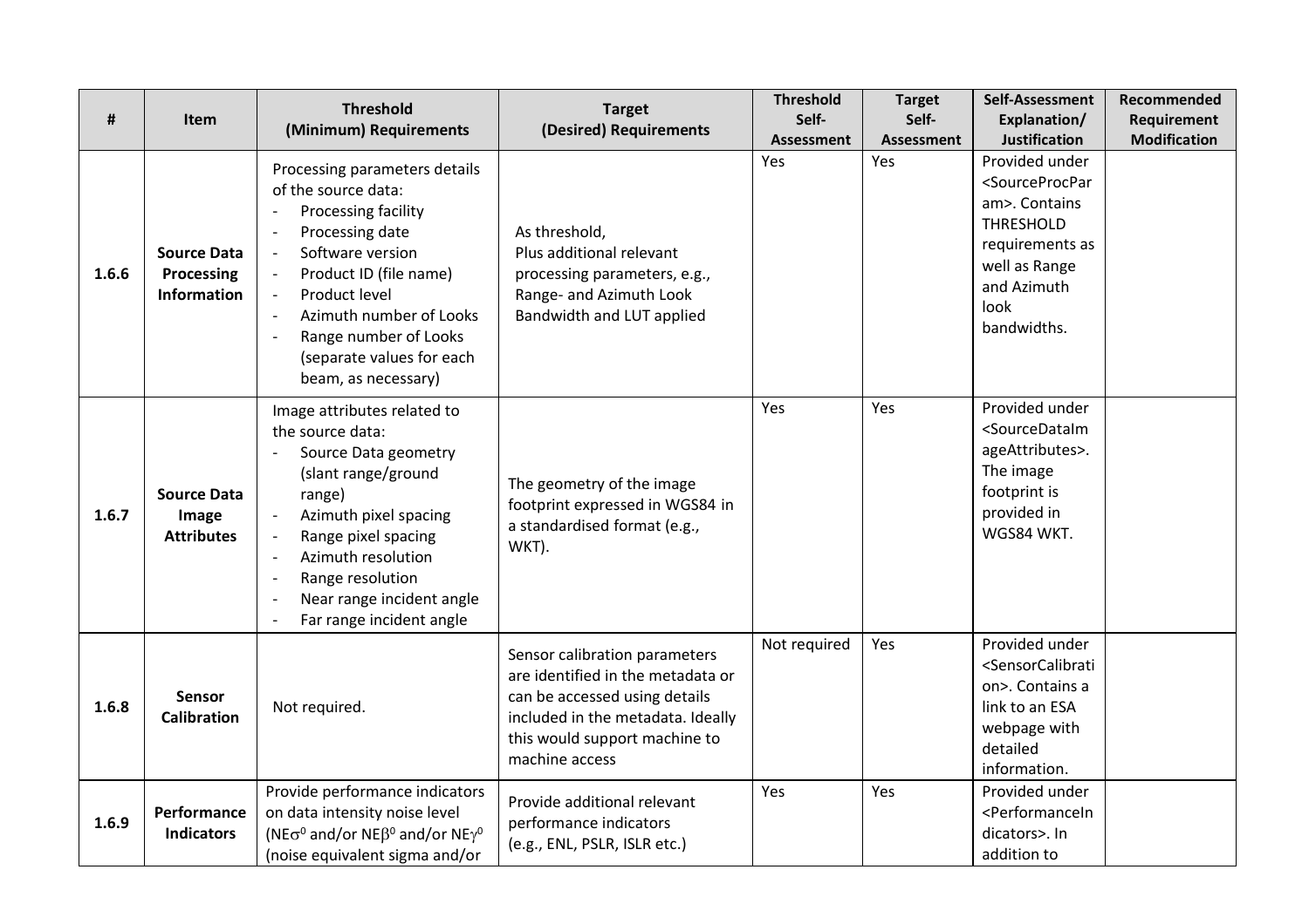| # | Item | Threshold (Minimum) Requirements | Target (Desired) Requirements | Threshold Self-Assessment | Target Self-Assessment | Self-Assessment Explanation/ Justification | Recommended Requirement Modification |
|---|---|---|---|---|---|---|---|
| 1.6.6 | **Source Data Processing Information** | Processing parameters details of the source data:<br>- Processing facility<br>- Processing date<br>- Software version<br>- Product ID (file name)<br>- Product level<br>- Azimuth number of Looks<br>- Range number of Looks (separate values for each beam, as necessary) | As threshold,<br>Plus additional relevant processing parameters, e.g., Range- and Azimuth Look Bandwidth and LUT applied | Yes | Yes | Provided under <SourceProcParam>. Contains THRESHOLD requirements as well as Range and Azimuth look bandwidths. | |
| 1.6.7 | **Source Data Image Attributes** | Image attributes related to the source data:<br>- Source Data geometry (slant range/ground range)<br>- Azimuth pixel spacing<br>- Range pixel spacing<br>- Azimuth resolution<br>- Range resolution<br>- Near range incident angle<br>- Far range incident angle | The geometry of the image footprint expressed in WGS84 in a standardised format (e.g., WKT). | Yes | Yes | Provided under <SourceDataImageAttributes>. The image footprint is provided in WGS84 WKT. | |
| 1.6.8 | **Sensor Calibration** | Not required. | Sensor calibration parameters are identified in the metadata or can be accessed using details included in the metadata. Ideally this would support machine to machine access | Not required | Yes | Provided under <SensorCalibration>. Contains a link to an ESA webpage with detailed information. | |
| 1.6.9 | **Performance Indicators** | Provide performance indicators on data intensity noise level ($NE\sigma^0$ and/or $NE\beta^0$ and/or $NE\gamma^0$ (noise equivalent sigma and/or | Provide additional relevant performance indicators (e.g., ENL, PSLR, ISLR etc.) | Yes | Yes | Provided under <PerformanceIndicators>. In addition to | |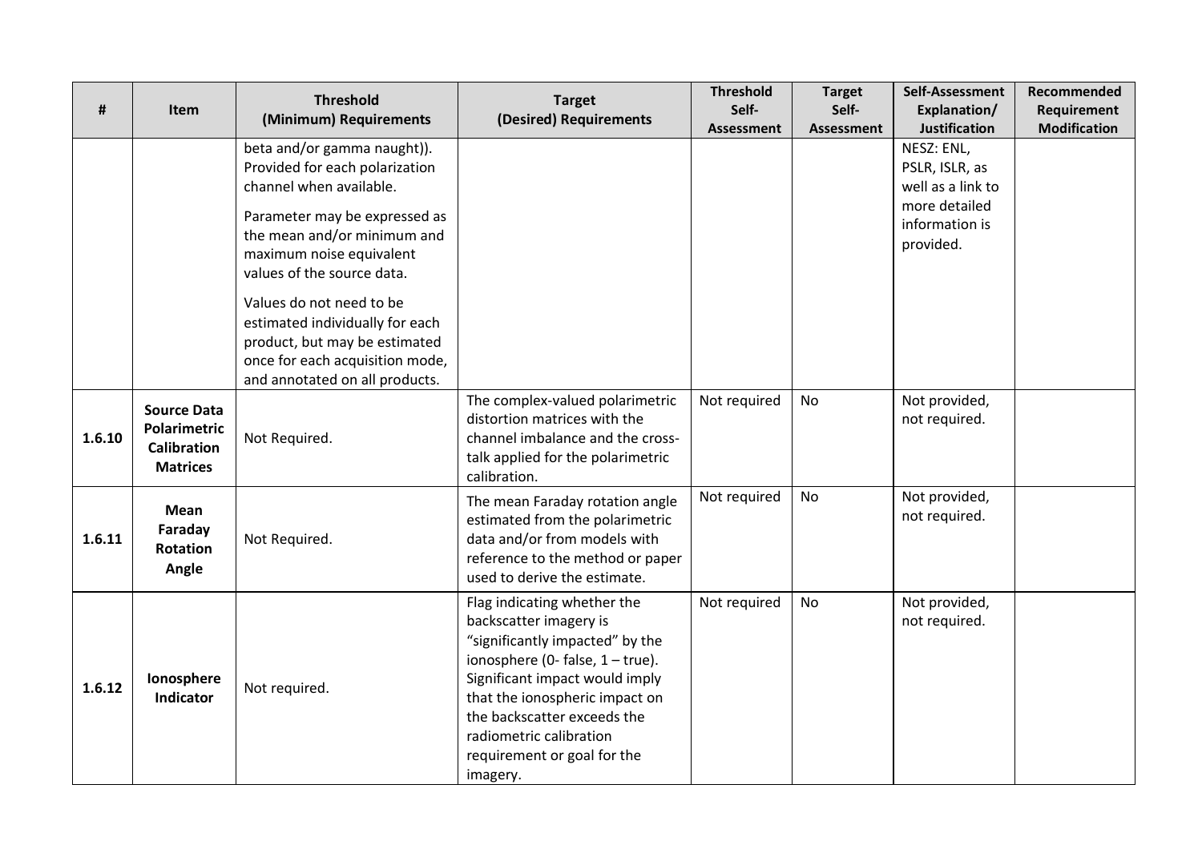| # | Item | Threshold (Minimum) Requirements | Target (Desired) Requirements | Threshold Self-Assessment | Target Self-Assessment | Self-Assessment Explanation/ Justification | Recommended Requirement Modification |
|---|---|---|---|---|---|---|---|
| | | beta and/or gamma naught)). Provided for each polarization channel when available. Parameter may be expressed as the mean and/or minimum and maximum noise equivalent values of the source data. Values do not need to be estimated individually for each product, but may be estimated once for each acquisition mode, and annotated on all products. | | | | NESZ: ENL, PSLR, ISLR, as well as a link to more detailed information is provided. | |
| **1.6.10** | **Source Data Polarimetric Calibration Matrices** | Not Required. | The complex-valued polarimetric distortion matrices with the channel imbalance and the cross-talk applied for the polarimetric calibration. | Not required | No | Not provided, not required. | |
| **1.6.11** | **Mean Faraday Rotation Angle** | Not Required. | The mean Faraday rotation angle estimated from the polarimetric data and/or from models with reference to the method or paper used to derive the estimate. | Not required | No | Not provided, not required. | |
| **1.6.12** | **Ionosphere Indicator** | Not required. | Flag indicating whether the backscatter imagery is “significantly impacted” by the ionosphere (0- false, 1 – true). Significant impact would imply that the ionospheric impact on the backscatter exceeds the radiometric calibration requirement or goal for the imagery. | Not required | No | Not provided, not required. | |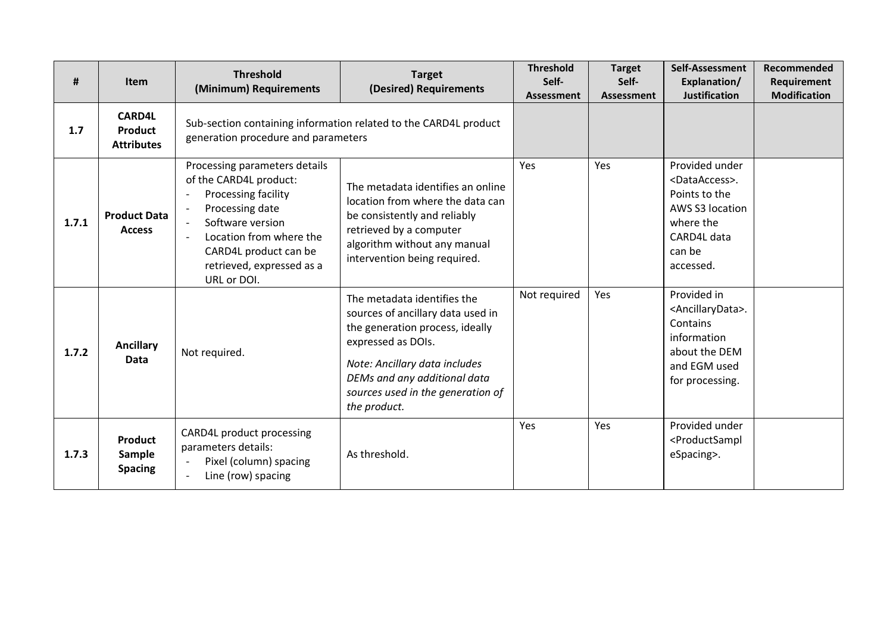| # | Item | Threshold (Minimum) Requirements | Target (Desired) Requirements | Threshold Self-Assessment | Target Self-Assessment | Self-Assessment Explanation/ Justification | Recommended Requirement Modification |
|---|---|---|---|---|---|---|---|
| **1.7** | **CARD4L Product Attributes** | Sub-section containing information related to the CARD4L product generation procedure and parameters | | | | | |
| **1.7.1** | **Product Data Access** | Processing parameters details of the CARD4L product: <br>- Processing facility <br>- Processing date <br>- Software version <br>- Location from where the CARD4L product can be retrieved, expressed as a URL or DOI. | The metadata identifies an online location from where the data can be consistently and reliably retrieved by a computer algorithm without any manual intervention being required. | Yes | Yes | Provided under <DataAccess>. Points to the AWS S3 location where the CARD4L data can be accessed. | |
| **1.7.2** | **Ancillary Data** | Not required. | The metadata identifies the sources of ancillary data used in the generation process, ideally expressed as DOIs. <br>*Note: Ancillary data includes DEMs and any additional data sources used in the generation of the product.* | Not required | Yes | Provided in <AncillaryData>. Contains information about the DEM and EGM used for processing. | |
| **1.7.3** | **Product Sample Spacing** | CARD4L product processing parameters details: <br>- Pixel (column) spacing <br>- Line (row) spacing | As threshold. | Yes | Yes | Provided under <ProductSampleSpacing>. | |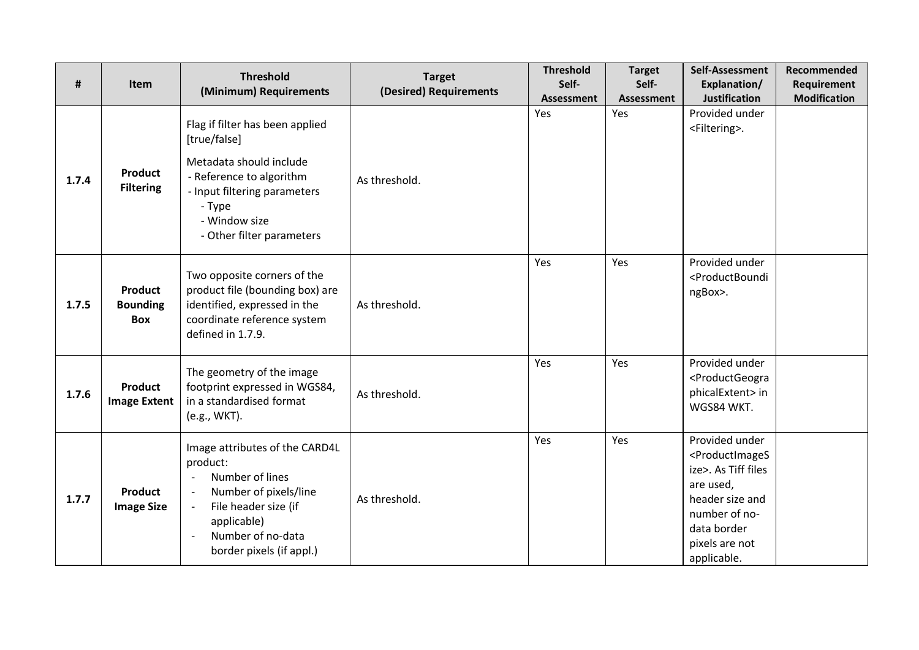| # | Item | Threshold (Minimum) Requirements | Target (Desired) Requirements | Threshold Self-Assessment | Target Self-Assessment | Self-Assessment Explanation/ Justification | Recommended Requirement Modification |
|---|---|---|---|---|---|---|---|
| **1.7.4** | **Product Filtering** | Flag if filter has been applied [true/false]<br><br>Metadata should include<br>- Reference to algorithm<br>- Input filtering parameters<br>  - Type<br>  - Window size<br>  - Other filter parameters | As threshold. | Yes | Yes | Provided under <Filtering>. | |
| **1.7.5** | **Product Bounding Box** | Two opposite corners of the product file (bounding box) are identified, expressed in the coordinate reference system defined in 1.7.9. | As threshold. | Yes | Yes | Provided under <ProductBoundingBox>. | |
| **1.7.6** | **Product Image Extent** | The geometry of the image footprint expressed in WGS84, in a standardised format (e.g., WKT). | As threshold. | Yes | Yes | Provided under <ProductGeographicalExtent> in WGS84 WKT. | |
| **1.7.7** | **Product Image Size** | Image attributes of the CARD4L product:<br>- Number of lines<br>- Number of pixels/line<br>- File header size (if applicable)<br>- Number of no-data border pixels (if appl.) | As threshold. | Yes | Yes | Provided under <ProductImageSize>. As Tiff files are used, header size and number of no-data border pixels are not applicable. | |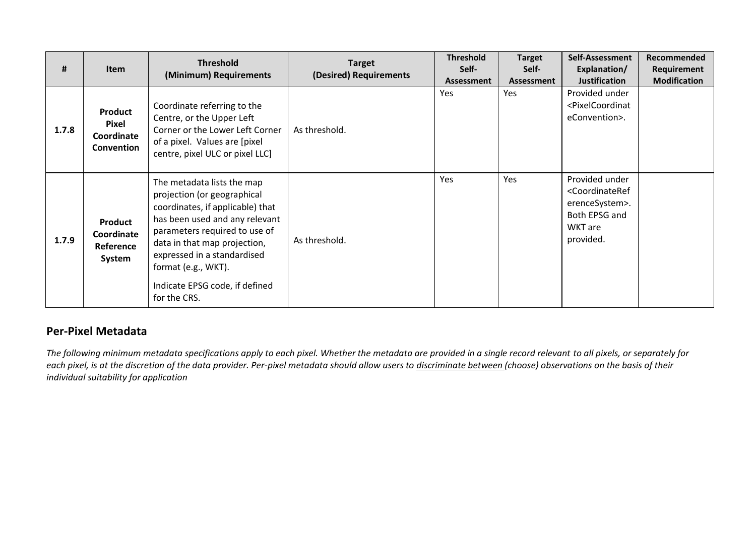| # | Item | Threshold (Minimum) Requirements | Target (Desired) Requirements | Threshold Self-Assessment | Target Self-Assessment | Self-Assessment Explanation/ Justification | Recommended Requirement Modification |
|---|---|---|---|---|---|---|---|
| **1.7.8** | **Product Pixel Coordinate Convention** | Coordinate referring to the Centre, or the Upper Left Corner or the Lower Left Corner of a pixel. Values are [pixel centre, pixel ULC or pixel LLC] | As threshold. | Yes | Yes | Provided under <PixelCoordinateConvention>. | |
| **1.7.9** | **Product Coordinate Reference System** | The metadata lists the map projection (or geographical coordinates, if applicable) that has been used and any relevant parameters required to use of data in that map projection, expressed in a standardised format (e.g., WKT).<br><br>Indicate EPSG code, if defined for the CRS. | As threshold. | Yes | Yes | Provided under <CoordinateReferenceSystem>. Both EPSG and WKT are provided. | |

## Per-Pixel Metadata

*The following minimum metadata specifications apply to each pixel. Whether the metadata are provided in a single record relevant to all pixels, or separately for each pixel, is at the discretion of the data provider. Per-pixel metadata should allow users to discriminate between (choose) observations on the basis of their individual suitability for application*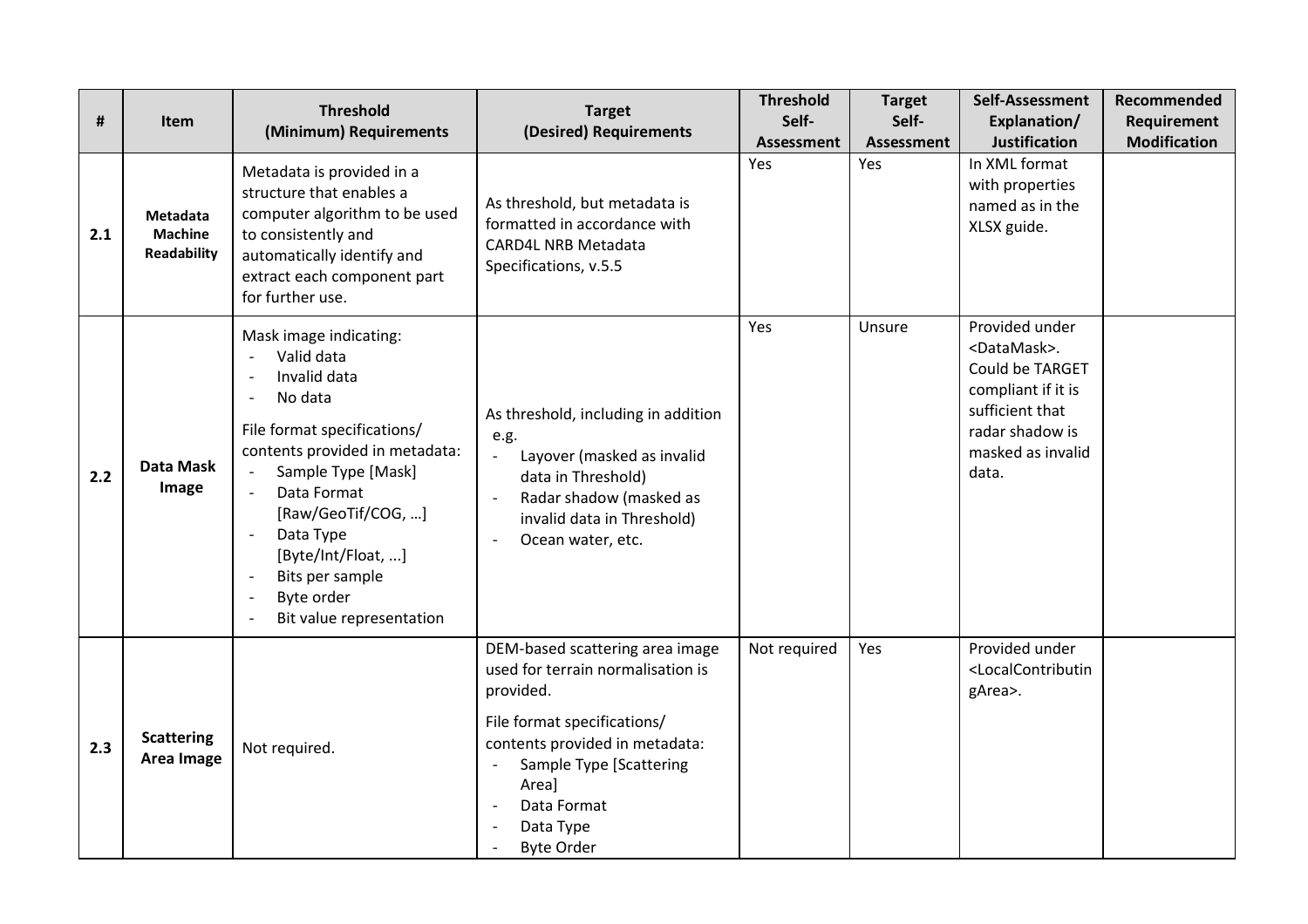| # | Item | Threshold (Minimum) Requirements | Target (Desired) Requirements | Threshold Self-Assessment | Target Self-Assessment | Self-Assessment Explanation/ Justification | Recommended Requirement Modification |
|---|---|---|---|---|---|---|---|
| **2.1** | **Metadata Machine Readability** | Metadata is provided in a structure that enables a computer algorithm to be used to consistently and automatically identify and extract each component part for further use. | As threshold, but metadata is formatted in accordance with CARD4L NRB Metadata Specifications, v.5.5 | Yes | Yes | In XML format with properties named as in the XLSX guide. | |
| **2.2** | **Data Mask Image** | Mask image indicating:<br>- Valid data<br>- Invalid data<br>- No data<br><br>File format specifications/ contents provided in metadata:<br>- Sample Type [Mask]<br>- Data Format [Raw/GeoTif/COG, …]<br>- Data Type [Byte/Int/Float, ...]<br>- Bits per sample<br>- Byte order<br>- Bit value representation | As threshold, including in addition e.g.<br>- Layover (masked as invalid data in Threshold)<br>- Radar shadow (masked as invalid data in Threshold)<br>- Ocean water, etc. | Yes | Unsure | Provided under <DataMask>. Could be TARGET compliant if it is sufficient that radar shadow is masked as invalid data. | |
| **2.3** | **Scattering Area Image** | Not required. | DEM-based scattering area image used for terrain normalisation is provided.<br><br>File format specifications/ contents provided in metadata:<br>- Sample Type [Scattering Area]<br>- Data Format<br>- Data Type<br>- Byte Order | Not required | Yes | Provided under <LocalContributingArea>. | |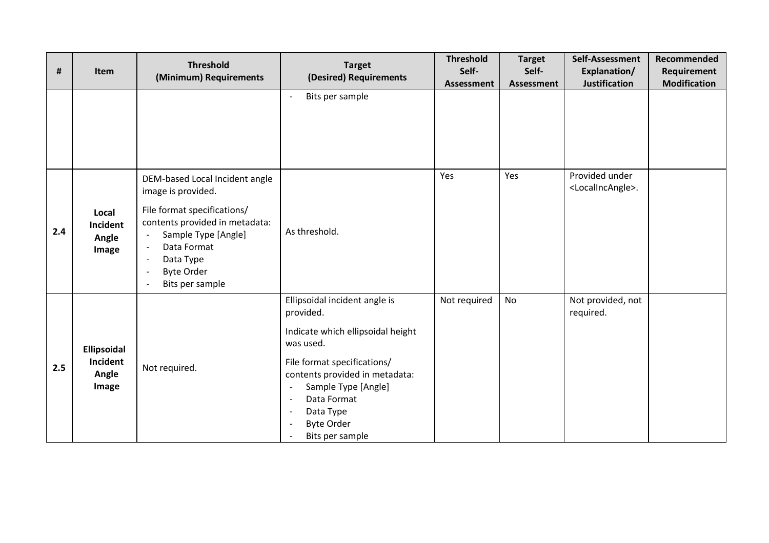| # | Item | Threshold (Minimum) Requirements | Target (Desired) Requirements | Threshold Self-Assessment | Target Self-Assessment | Self-Assessment Explanation/ Justification | Recommended Requirement Modification |
|---|---|---|---|---|---|---|---|
| | | | - Bits per sample | | | | |
| 2.4 | **Local Incident Angle Image** | DEM-based Local Incident angle image is provided.<br><br>File format specifications/ contents provided in metadata:<br>- Sample Type [Angle]<br>- Data Format<br>- Data Type<br>- Byte Order<br>- Bits per sample | As threshold. | Yes | Yes | Provided under <LocalIncAngle>. | |
| 2.5 | **Ellipsoidal Incident Angle Image** | Not required. | Ellipsoidal incident angle is provided.<br><br>Indicate which ellipsoidal height was used.<br><br>File format specifications/ contents provided in metadata:<br>- Sample Type [Angle]<br>- Data Format<br>- Data Type<br>- Byte Order<br>- Bits per sample | Not required | No | Not provided, not required. | |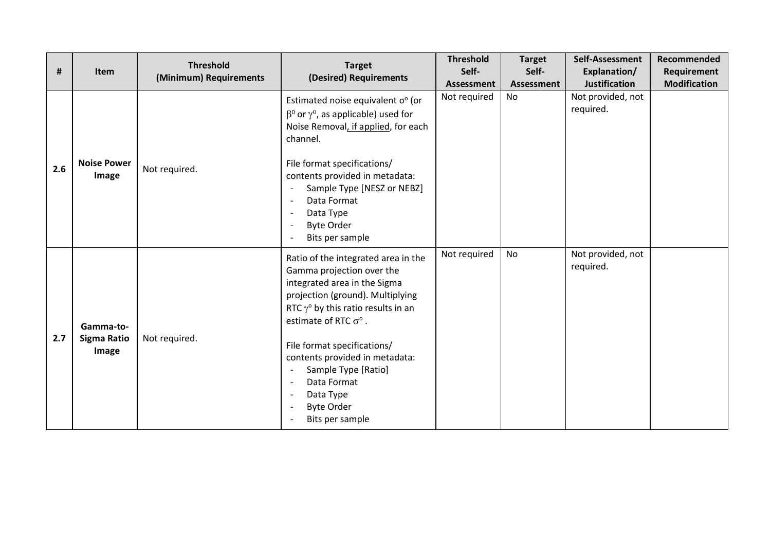| # | Item | Threshold (Minimum) Requirements | Target (Desired) Requirements | Threshold Self-Assessment | Target Self-Assessment | Self-Assessment Explanation/ Justification | Recommended Requirement Modification |
|---|---|---|---|---|---|---|---|
| **2.6** | **Noise Power Image** | Not required. | Estimated noise equivalent $\sigma^o$ (or $\beta^0$ or $\gamma^o$, as applicable) used for Noise Removal, if applied, for each channel.<br><br>File format specifications/ contents provided in metadata:<br>- Sample Type [NESZ or NEBZ]<br>- Data Format<br>- Data Type<br>- Byte Order<br>- Bits per sample | Not required | No | Not provided, not required. | |
| **2.7** | **Gamma-to-Sigma Ratio Image** | Not required. | Ratio of the integrated area in the Gamma projection over the integrated area in the Sigma projection (ground). Multiplying RTC $\gamma^o$ by this ratio results in an estimate of RTC $\sigma^o$ .<br><br>File format specifications/ contents provided in metadata:<br>- Sample Type [Ratio]<br>- Data Format<br>- Data Type<br>- Byte Order<br>- Bits per sample | Not required | No | Not provided, not required. | |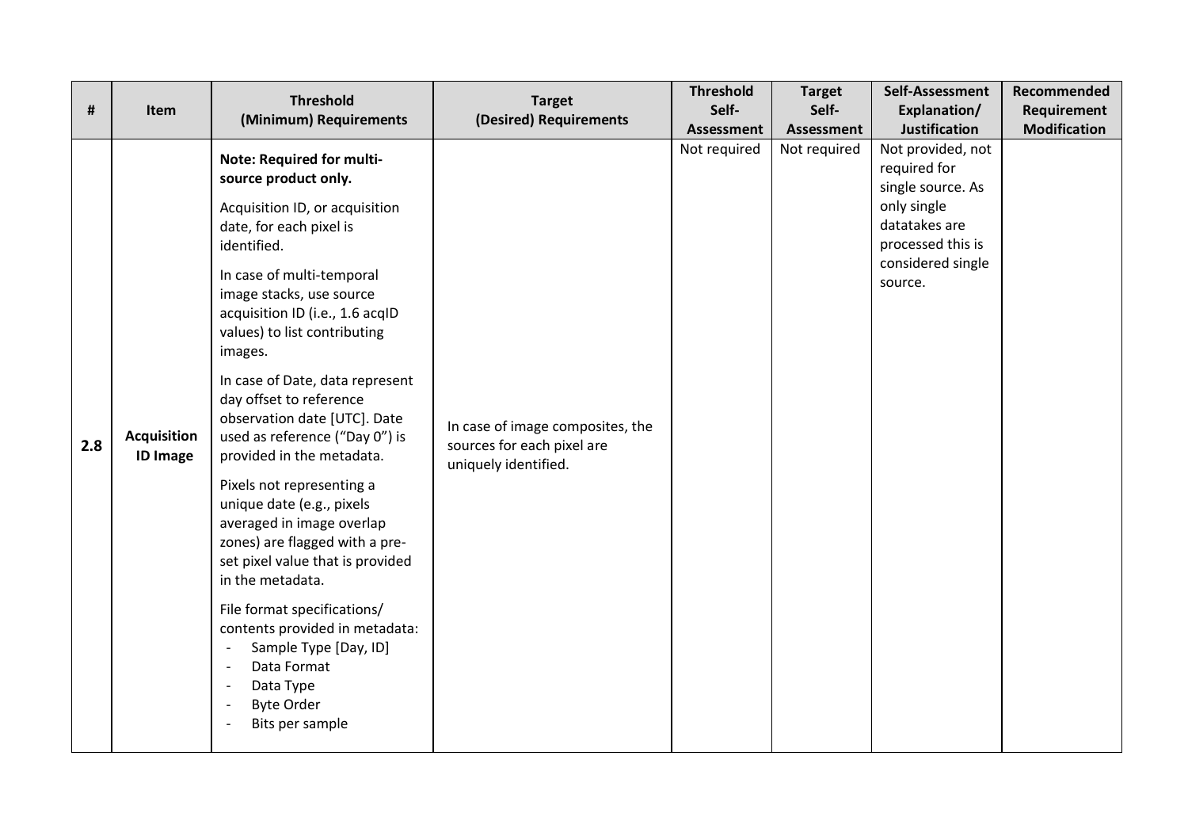| # | Item | Threshold (Minimum) Requirements | Target (Desired) Requirements | Threshold Self-Assessment | Target Self-Assessment | Self-Assessment Explanation/ Justification | Recommended Requirement Modification |
|---|---|---|---|---|---|---|---|
| 2.8 | **Acquisition ID Image** | **Note: Required for multi-source product only.**<br><br>Acquisition ID, or acquisition date, for each pixel is identified.<br><br>In case of multi-temporal image stacks, use source acquisition ID (i.e., 1.6 acqID values) to list contributing images.<br><br>In case of Date, data represent day offset to reference observation date [UTC]. Date used as reference ("Day 0") is provided in the metadata.<br><br>Pixels not representing a unique date (e.g., pixels averaged in image overlap zones) are flagged with a pre-set pixel value that is provided in the metadata.<br><br>File format specifications/ contents provided in metadata:<br>- Sample Type [Day, ID]<br>- Data Format<br>- Data Type<br>- Byte Order<br>- Bits per sample | In case of image composites, the sources for each pixel are uniquely identified. | Not required | Not required | Not provided, not required for single source. As only single datatakes are processed this is considered single source. | |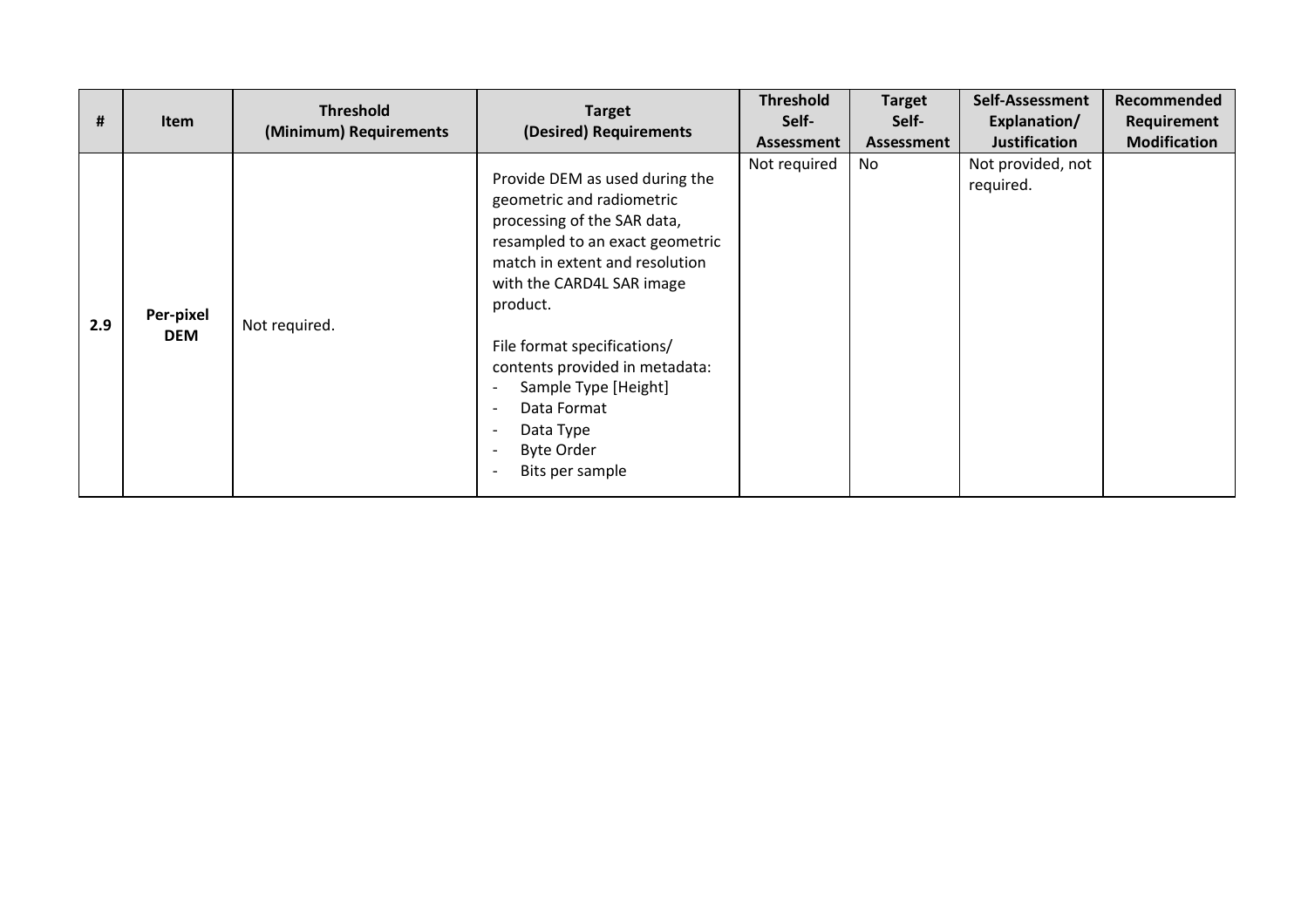| # | Item | Threshold (Minimum) Requirements | Target (Desired) Requirements | Threshold Self-Assessment | Target Self-Assessment | Self-Assessment Explanation/ Justification | Recommended Requirement Modification |
|---|---|---|---|---|---|---|---|
| **2.9** | **Per-pixel DEM** | Not required. | Provide DEM as used during the geometric and radiometric processing of the SAR data, resampled to an exact geometric match in extent and resolution with the CARD4L SAR image product.<br><br>File format specifications/ contents provided in metadata:<br>- Sample Type [Height]<br>- Data Format<br>- Data Type<br>- Byte Order<br>- Bits per sample | Not required | No | Not provided, not required. | |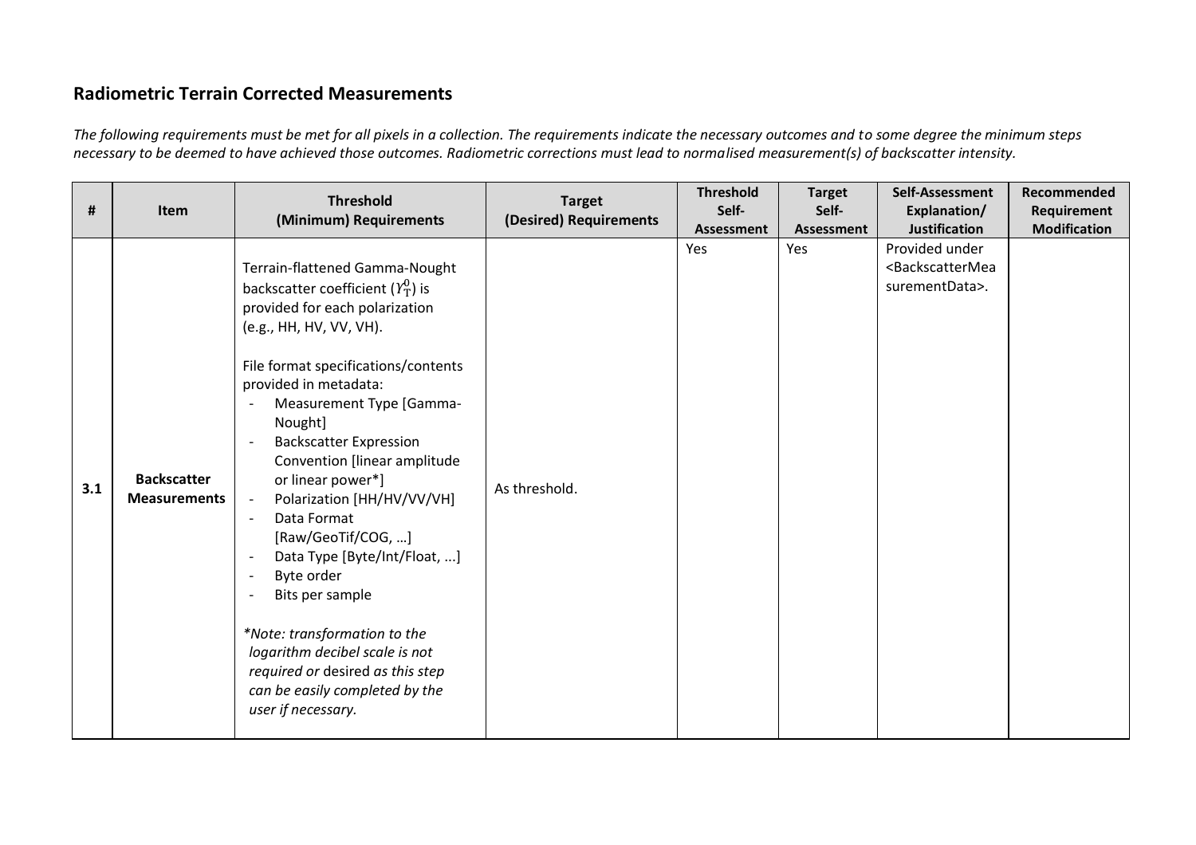## Radiometric Terrain Corrected Measurements

*The following requirements must be met for all pixels in a collection. The requirements indicate the necessary outcomes and to some degree the minimum steps necessary to be deemed to have achieved those outcomes. Radiometric corrections must lead to normalised measurement(s) of backscatter intensity.*

| # | Item | Threshold (Minimum) Requirements | Target (Desired) Requirements | Threshold Self-Assessment | Target Self-Assessment | Self-Assessment Explanation/ Justification | Recommended Requirement Modification |
|---|---|---|---|---|---|---|---|
| **3.1** | **Backscatter Measurements** | Terrain-flattened Gamma-Nought backscatter coefficient ($\gamma_T^0$) is provided for each polarization (e.g., HH, HV, VV, VH).<br><br>File format specifications/contents provided in metadata:<br>- Measurement Type [Gamma-Nought]<br>- Backscatter Expression Convention [linear amplitude or linear power*]<br>- Polarization [HH/HV/VV/VH]<br>- Data Format [Raw/GeoTif/COG, …]<br>- Data Type [Byte/Int/Float, ...]<br>- Byte order<br>- Bits per sample<br><br>*\*Note: transformation to the logarithm decibel scale is not required or* desired *as this step can be easily completed by the user if necessary.* | As threshold. | Yes | Yes | Provided under <BackscatterMeasurementData>. | |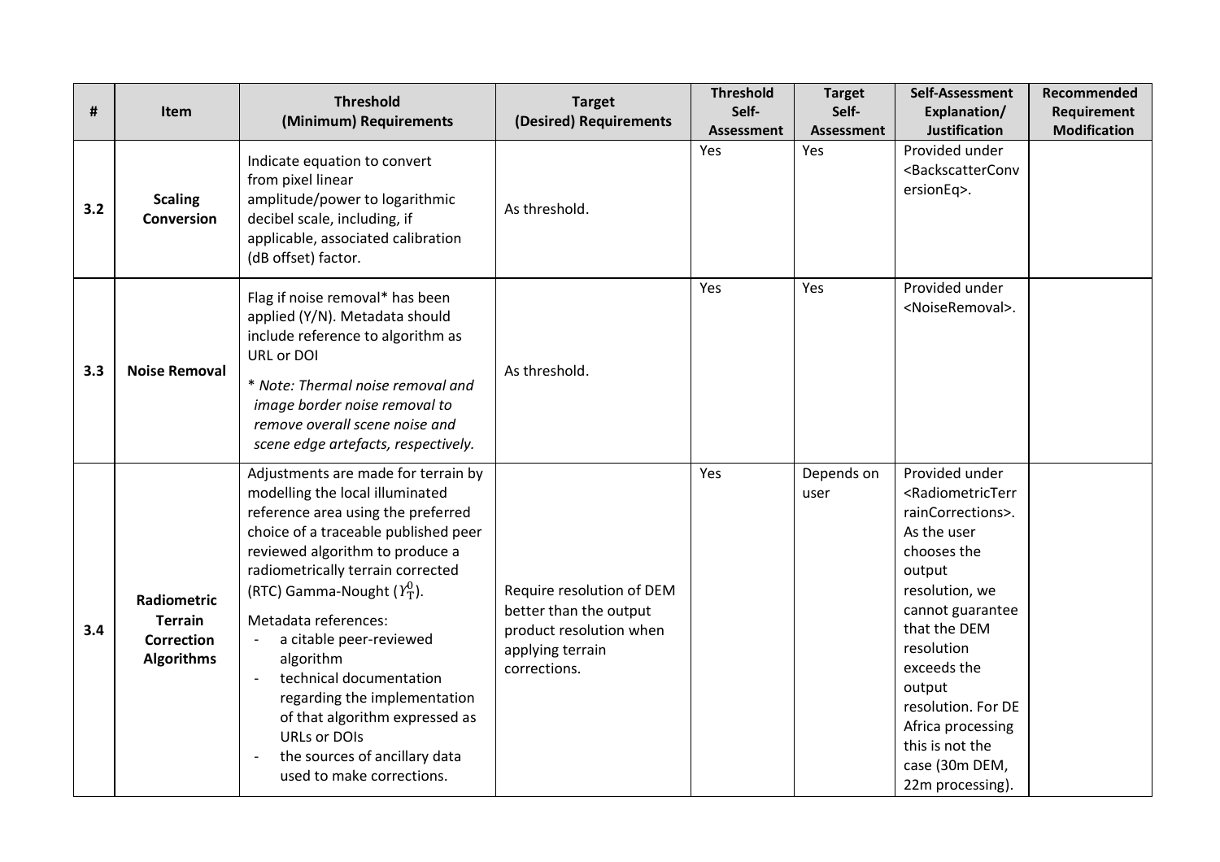| # | Item | Threshold (Minimum) Requirements | Target (Desired) Requirements | Threshold Self-Assessment | Target Self-Assessment | Self-Assessment Explanation/ Justification | Recommended Requirement Modification |
|---|---|---|---|---|---|---|---|
| 3.2 | **Scaling Conversion** | Indicate equation to convert from pixel linear amplitude/power to logarithmic decibel scale, including, if applicable, associated calibration (dB offset) factor. | As threshold. | Yes | Yes | Provided under <BackscatterConversionEq>. | |
| 3.3 | **Noise Removal** | Flag if noise removal* has been applied (Y/N). Metadata should include reference to algorithm as URL or DOI<br><br>*\* Note: Thermal noise removal and image border noise removal to remove overall scene noise and scene edge artefacts, respectively.* | As threshold. | Yes | Yes | Provided under <NoiseRemoval>. | |
| 3.4 | **Radiometric Terrain Correction Algorithms** | Adjustments are made for terrain by modelling the local illuminated reference area using the preferred choice of a traceable published peer reviewed algorithm to produce a radiometrically terrain corrected (RTC) Gamma-Nought ($\gamma_T^0$).<br><br>Metadata references:<br>- a citable peer-reviewed algorithm<br>- technical documentation regarding the implementation of that algorithm expressed as URLs or DOIs<br>- the sources of ancillary data used to make corrections. | Require resolution of DEM better than the output product resolution when applying terrain corrections. | Yes | Depends on user | Provided under <RadiometricTerrainCorrections>. As the user chooses the output resolution, we cannot guarantee that the DEM resolution exceeds the output resolution. For DE Africa processing this is not the case (30m DEM, 22m processing). | |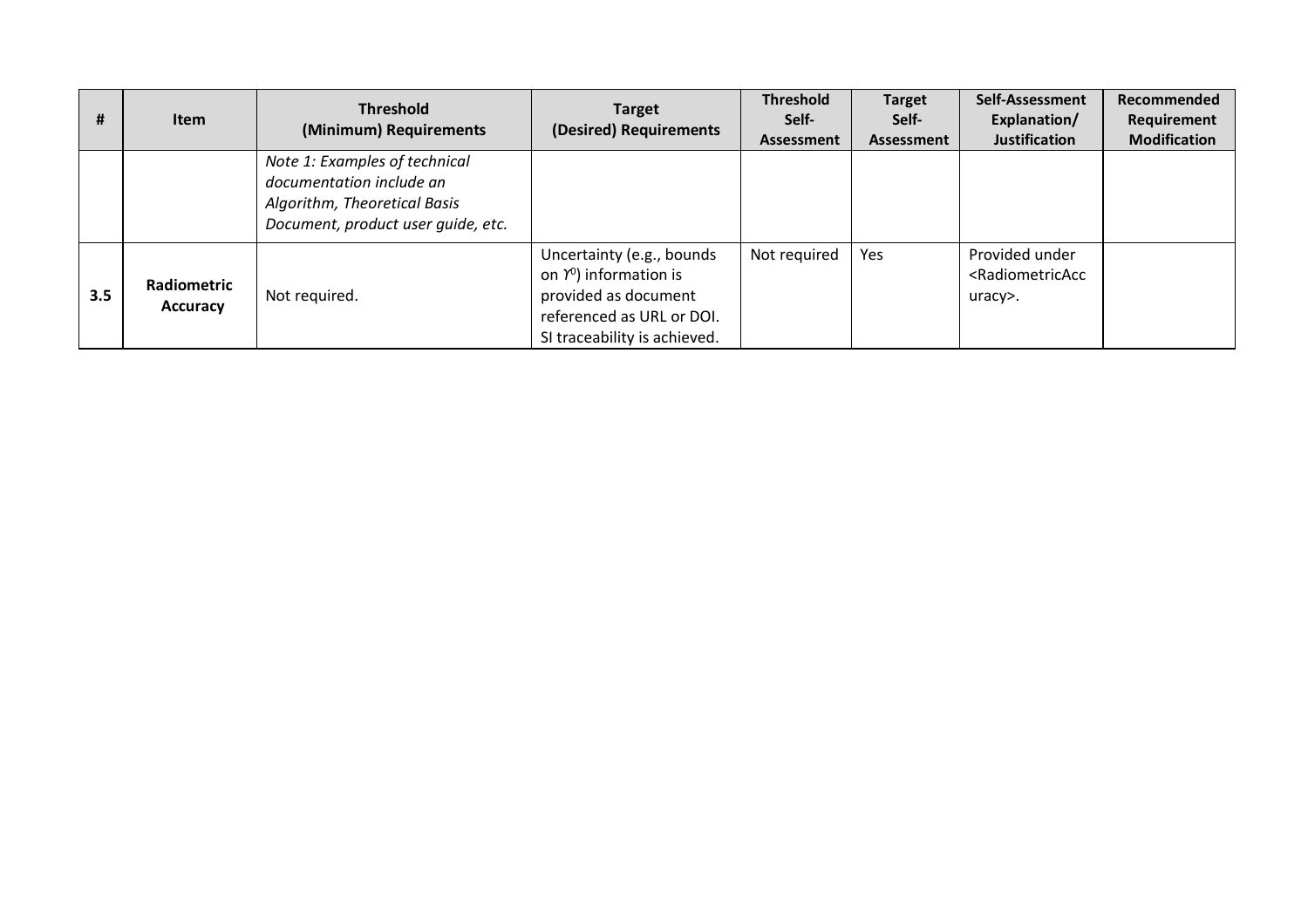| # | Item | Threshold (Minimum) Requirements | Target (Desired) Requirements | Threshold Self-Assessment | Target Self-Assessment | Self-Assessment Explanation/ Justification | Recommended Requirement Modification |
|---|---|---|---|---|---|---|---|
| | | *Note 1: Examples of technical documentation include an Algorithm, Theoretical Basis Document, product user guide, etc.* | | | | | |
| **3.5** | **Radiometric Accuracy** | Not required. | Uncertainty (e.g., bounds on $\Upsilon^0$) information is provided as document referenced as URL or DOI. SI traceability is achieved. | Not required | Yes | Provided under <RadiometricAccuracy>. | |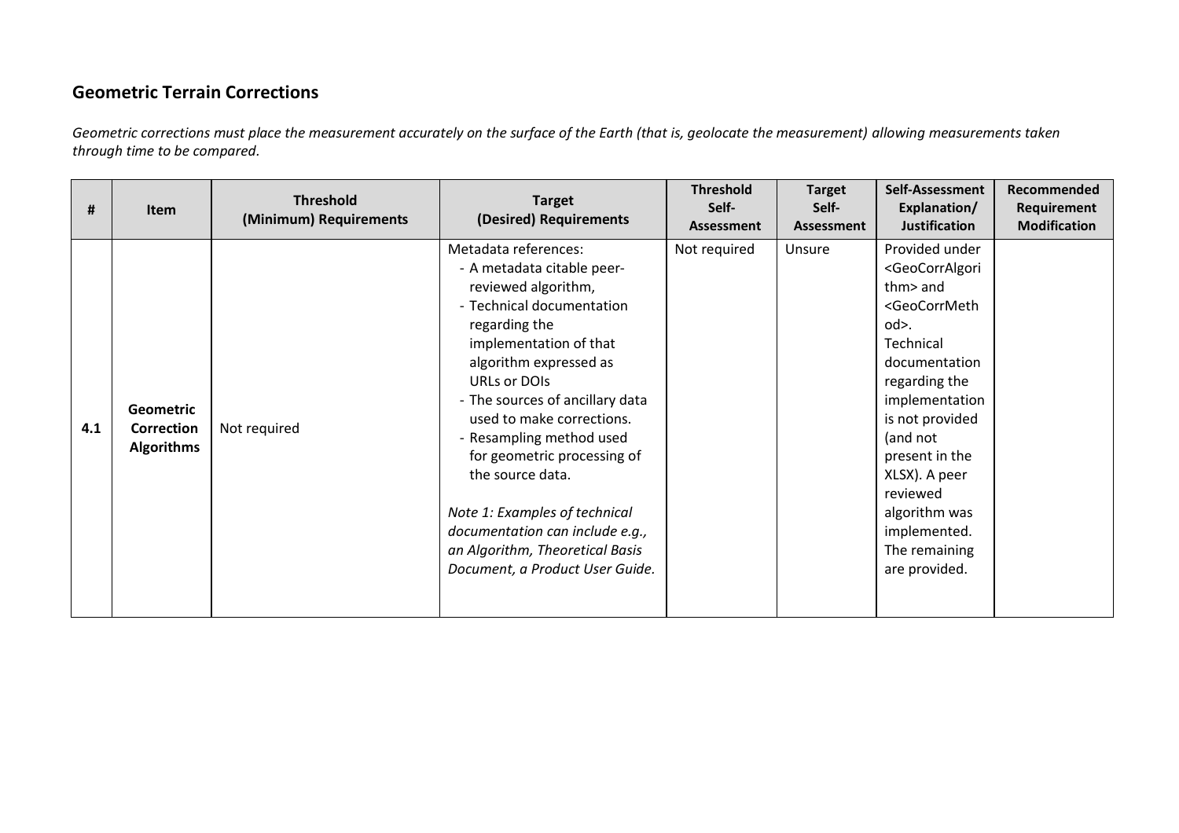## Geometric Terrain Corrections

*Geometric corrections must place the measurement accurately on the surface of the Earth (that is, geolocate the measurement) allowing measurements taken through time to be compared.*

| # | Item | Threshold (Minimum) Requirements | Target (Desired) Requirements | Threshold Self-Assessment | Target Self-Assessment | Self-Assessment Explanation/ Justification | Recommended Requirement Modification |
|---|---|---|---|---|---|---|---|
| **4.1** | **Geometric Correction Algorithms** | Not required | Metadata references:<br>- A metadata citable peer-reviewed algorithm,<br>- Technical documentation regarding the implementation of that algorithm expressed as URLs or DOIs<br>- The sources of ancillary data used to make corrections.<br>- Resampling method used for geometric processing of the source data.<br><br>*Note 1: Examples of technical documentation can include e.g., an Algorithm, Theoretical Basis Document, a Product User Guide.* | Not required | Unsure | Provided under <GeoCorrAlgorithm> and <GeoCorrMethod>. Technical documentation regarding the implementation is not provided (and not present in the XLSX). A peer reviewed algorithm was implemented. The remaining are provided. | |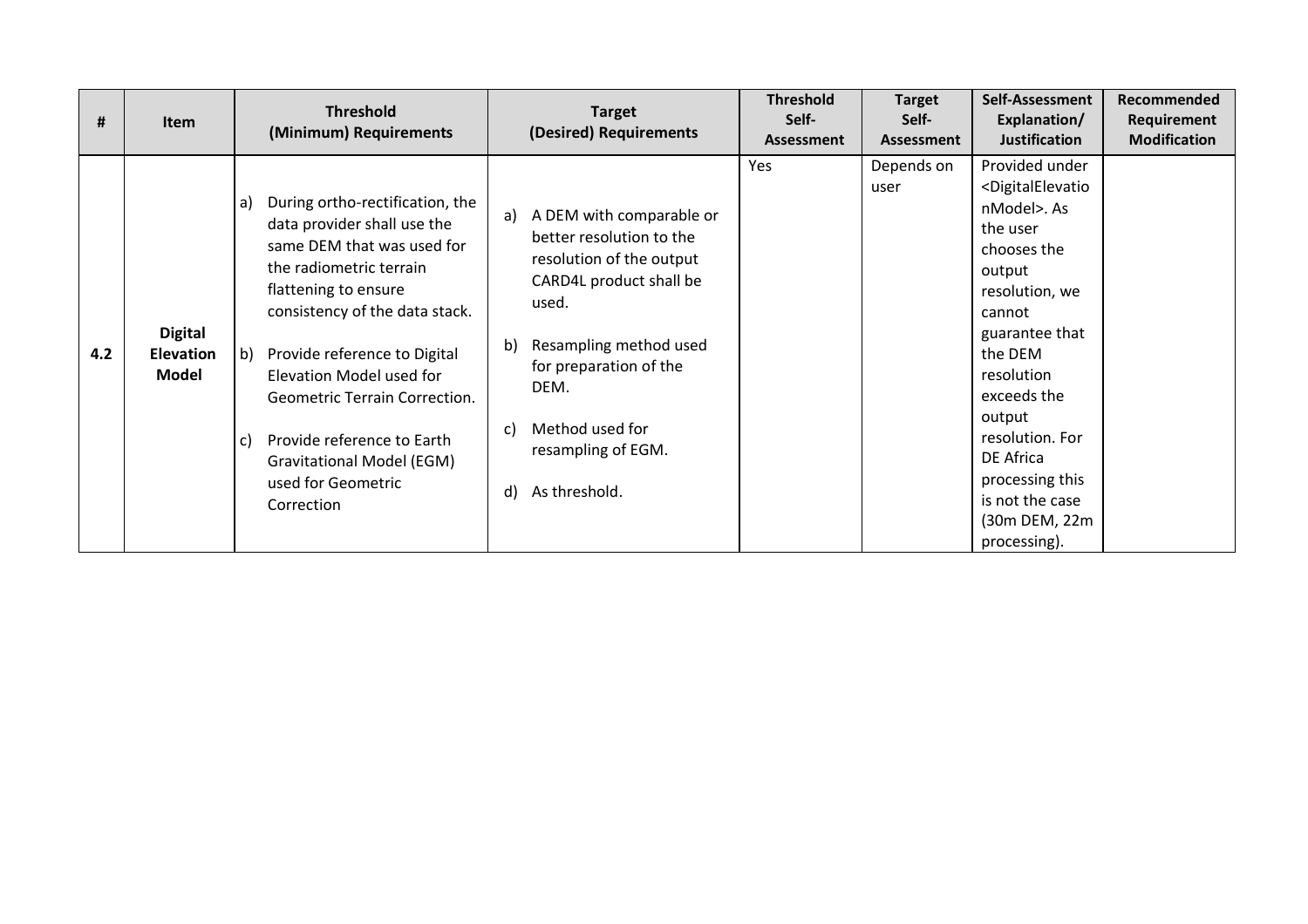| # | Item | Threshold (Minimum) Requirements | Target (Desired) Requirements | Threshold Self-Assessment | Target Self-Assessment | Self-Assessment Explanation/ Justification | Recommended Requirement Modification |
|---|---|---|---|---|---|---|---|
| 4.2 | **Digital Elevation Model** | a) During ortho-rectification, the data provider shall use the same DEM that was used for the radiometric terrain flattening to ensure consistency of the data stack.<br><br>b) Provide reference to Digital Elevation Model used for Geometric Terrain Correction.<br><br>c) Provide reference to Earth Gravitational Model (EGM) used for Geometric Correction | a) A DEM with comparable or better resolution to the resolution of the output CARD4L product shall be used.<br><br>b) Resampling method used for preparation of the DEM.<br><br>c) Method used for resampling of EGM.<br><br>d) As threshold. | Yes | Depends on user | Provided under <DigitalElevationModel>. As the user chooses the output resolution, we cannot guarantee that the DEM resolution exceeds the output resolution. For DE Africa processing this is not the case (30m DEM, 22m processing). | |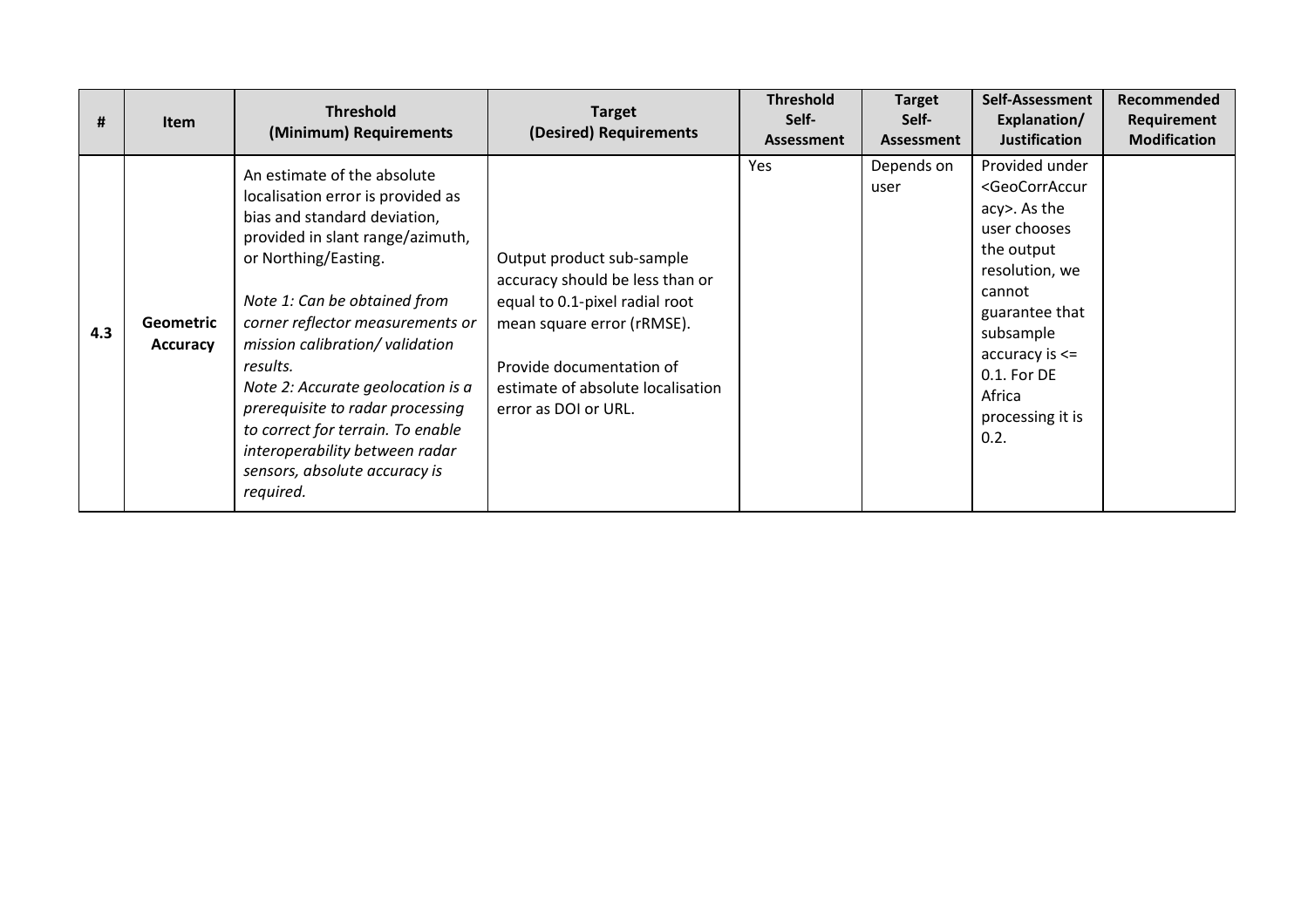| # | Item | Threshold (Minimum) Requirements | Target (Desired) Requirements | Threshold Self-Assessment | Target Self-Assessment | Self-Assessment Explanation/ Justification | Recommended Requirement Modification |
|---|---|---|---|---|---|---|---|
| **4.3** | **Geometric Accuracy** | An estimate of the absolute localisation error is provided as bias and standard deviation, provided in slant range/azimuth, or Northing/Easting.<br><br>*Note 1: Can be obtained from corner reflector measurements or mission calibration/ validation results.*<br>*Note 2: Accurate geolocation is a prerequisite to radar processing to correct for terrain. To enable interoperability between radar sensors, absolute accuracy is required.* | Output product sub-sample accuracy should be less than or equal to 0.1-pixel radial root mean square error (rRMSE).<br><br>Provide documentation of estimate of absolute localisation error as DOI or URL. | Yes | Depends on user | Provided under <GeoCorrAccuracy>. As the user chooses the output resolution, we cannot guarantee that subsample accuracy is <= 0.1. For DE Africa processing it is 0.2. | |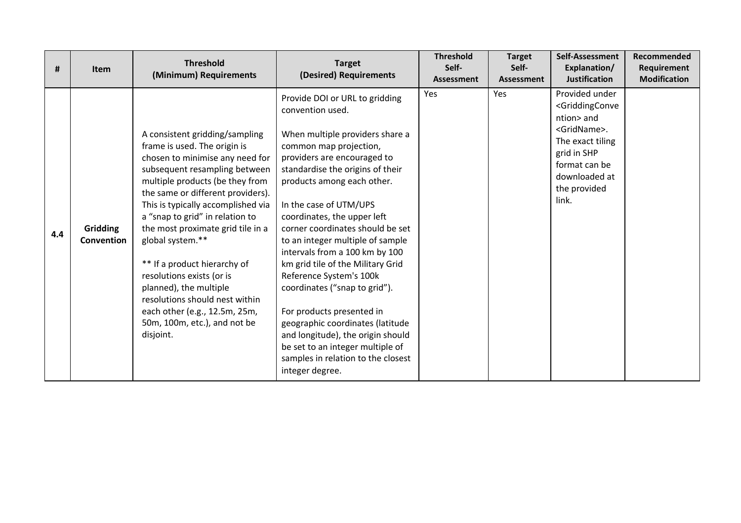| # | Item | Threshold (Minimum) Requirements | Target (Desired) Requirements | Threshold Self-Assessment | Target Self-Assessment | Self-Assessment Explanation/ Justification | Recommended Requirement Modification |
|---|---|---|---|---|---|---|---|
| 4.4 | **Gridding Convention** | A consistent gridding/sampling frame is used. The origin is chosen to minimise any need for subsequent resampling between multiple products (be they from the same or different providers). This is typically accomplished via a "snap to grid" in relation to the most proximate grid tile in a global system.** <br><br> ** If a product hierarchy of resolutions exists (or is planned), the multiple resolutions should nest within each other (e.g., 12.5m, 25m, 50m, 100m, etc.), and not be disjoint. | Provide DOI or URL to gridding convention used. <br><br> When multiple providers share a common map projection, providers are encouraged to standardise the origins of their products among each other. <br><br> In the case of UTM/UPS coordinates, the upper left corner coordinates should be set to an integer multiple of sample intervals from a 100 km by 100 km grid tile of the Military Grid Reference System's 100k coordinates ("snap to grid"). <br><br> For products presented in geographic coordinates (latitude and longitude), the origin should be set to an integer multiple of samples in relation to the closest integer degree. | Yes | Yes | Provided under <GriddingConvention> and <GridName>. The exact tiling grid in SHP format can be downloaded at the provided link. | |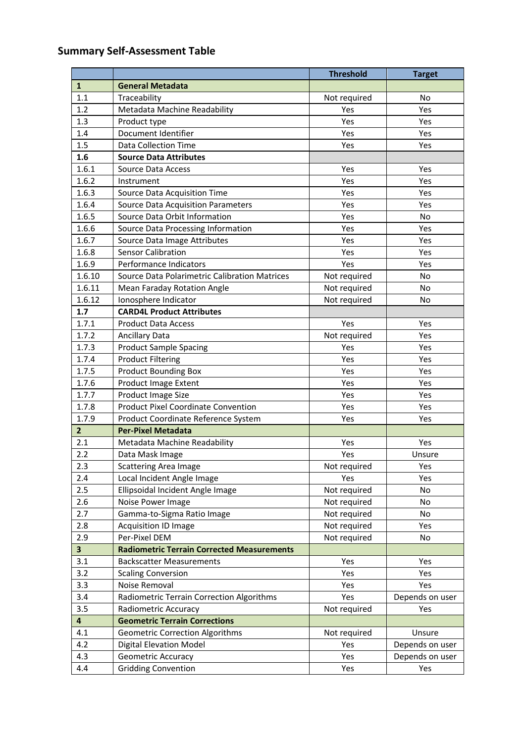## Summary Self-Assessment Table

| | | Threshold | Target |
|---|---|---|---|
| **1** | **General Metadata** | | |
| 1.1 | Traceability | Not required | No |
| 1.2 | Metadata Machine Readability | Yes | Yes |
| 1.3 | Product type | Yes | Yes |
| 1.4 | Document Identifier | Yes | Yes |
| 1.5 | Data Collection Time | Yes | Yes |
| **1.6** | **Source Data Attributes** | | |
| 1.6.1 | Source Data Access | Yes | Yes |
| 1.6.2 | Instrument | Yes | Yes |
| 1.6.3 | Source Data Acquisition Time | Yes | Yes |
| 1.6.4 | Source Data Acquisition Parameters | Yes | Yes |
| 1.6.5 | Source Data Orbit Information | Yes | No |
| 1.6.6 | Source Data Processing Information | Yes | Yes |
| 1.6.7 | Source Data Image Attributes | Yes | Yes |
| 1.6.8 | Sensor Calibration | Yes | Yes |
| 1.6.9 | Performance Indicators | Yes | Yes |
| 1.6.10 | Source Data Polarimetric Calibration Matrices | Not required | No |
| 1.6.11 | Mean Faraday Rotation Angle | Not required | No |
| 1.6.12 | Ionosphere Indicator | Not required | No |
| **1.7** | **CARD4L Product Attributes** | | |
| 1.7.1 | Product Data Access | Yes | Yes |
| 1.7.2 | Ancillary Data | Not required | Yes |
| 1.7.3 | Product Sample Spacing | Yes | Yes |
| 1.7.4 | Product Filtering | Yes | Yes |
| 1.7.5 | Product Bounding Box | Yes | Yes |
| 1.7.6 | Product Image Extent | Yes | Yes |
| 1.7.7 | Product Image Size | Yes | Yes |
| 1.7.8 | Product Pixel Coordinate Convention | Yes | Yes |
| 1.7.9 | Product Coordinate Reference System | Yes | Yes |
| **2** | **Per-Pixel Metadata** | | |
| 2.1 | Metadata Machine Readability | Yes | Yes |
| 2.2 | Data Mask Image | Yes | Unsure |
| 2.3 | Scattering Area Image | Not required | Yes |
| 2.4 | Local Incident Angle Image | Yes | Yes |
| 2.5 | Ellipsoidal Incident Angle Image | Not required | No |
| 2.6 | Noise Power Image | Not required | No |
| 2.7 | Gamma-to-Sigma Ratio Image | Not required | No |
| 2.8 | Acquisition ID Image | Not required | Yes |
| 2.9 | Per-Pixel DEM | Not required | No |
| **3** | **Radiometric Terrain Corrected Measurements** | | |
| 3.1 | Backscatter Measurements | Yes | Yes |
| 3.2 | Scaling Conversion | Yes | Yes |
| 3.3 | Noise Removal | Yes | Yes |
| 3.4 | Radiometric Terrain Correction Algorithms | Yes | Depends on user |
| 3.5 | Radiometric Accuracy | Not required | Yes |
| **4** | **Geometric Terrain Corrections** | | |
| 4.1 | Geometric Correction Algorithms | Not required | Unsure |
| 4.2 | Digital Elevation Model | Yes | Depends on user |
| 4.3 | Geometric Accuracy | Yes | Depends on user |
| 4.4 | Gridding Convention | Yes | Yes |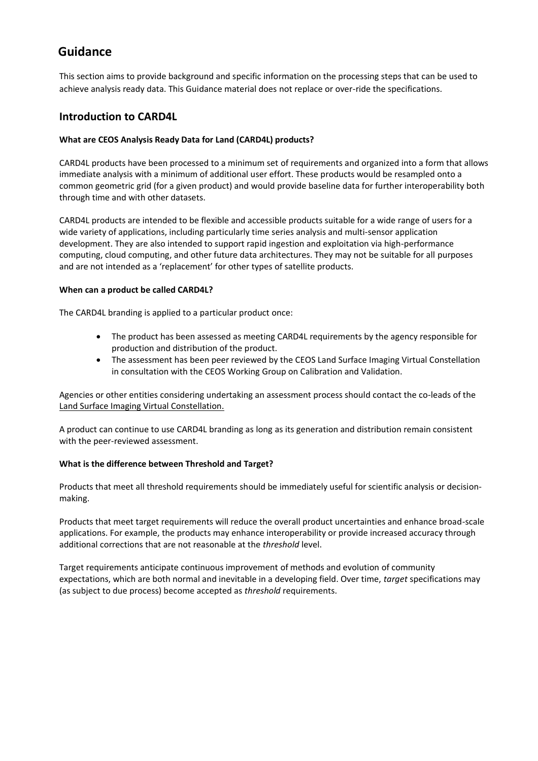# Guidance

This section aims to provide background and specific information on the processing steps that can be used to achieve analysis ready data. This Guidance material does not replace or over-ride the specifications.

## Introduction to CARD4L

**What are CEOS Analysis Ready Data for Land (CARD4L) products?**

CARD4L products have been processed to a minimum set of requirements and organized into a form that allows immediate analysis with a minimum of additional user effort. These products would be resampled onto a common geometric grid (for a given product) and would provide baseline data for further interoperability both through time and with other datasets.

CARD4L products are intended to be flexible and accessible products suitable for a wide range of users for a wide variety of applications, including particularly time series analysis and multi-sensor application development. They are also intended to support rapid ingestion and exploitation via high-performance computing, cloud computing, and other future data architectures. They may not be suitable for all purposes and are not intended as a 'replacement' for other types of satellite products.

**When can a product be called CARD4L?**

The CARD4L branding is applied to a particular product once:

- The product has been assessed as meeting CARD4L requirements by the agency responsible for production and distribution of the product.
- The assessment has been peer reviewed by the CEOS Land Surface Imaging Virtual Constellation in consultation with the CEOS Working Group on Calibration and Validation.

Agencies or other entities considering undertaking an assessment process should contact the co-leads of the Land Surface Imaging Virtual Constellation.

A product can continue to use CARD4L branding as long as its generation and distribution remain consistent with the peer-reviewed assessment.

**What is the difference between Threshold and Target?**

Products that meet all threshold requirements should be immediately useful for scientific analysis or decision-making.

Products that meet target requirements will reduce the overall product uncertainties and enhance broad-scale applications. For example, the products may enhance interoperability or provide increased accuracy through additional corrections that are not reasonable at the *threshold* level.

Target requirements anticipate continuous improvement of methods and evolution of community expectations, which are both normal and inevitable in a developing field. Over time, *target* specifications may (as subject to due process) become accepted as *threshold* requirements.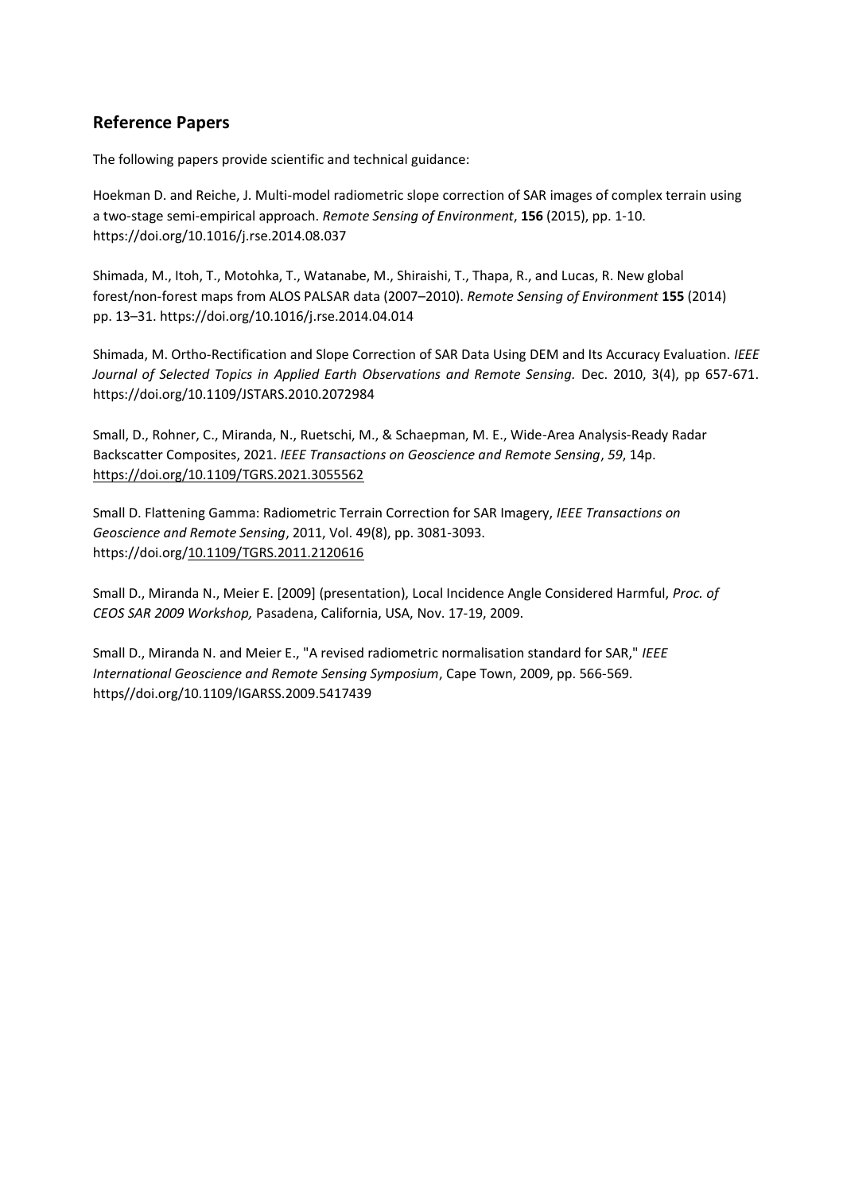## Reference Papers

The following papers provide scientific and technical guidance:

Hoekman D. and Reiche, J. Multi-model radiometric slope correction of SAR images of complex terrain using a two-stage semi-empirical approach. *Remote Sensing of Environment*, **156** (2015), pp. 1-10. https://doi.org/10.1016/j.rse.2014.08.037

Shimada, M., Itoh, T., Motohka, T., Watanabe, M., Shiraishi, T., Thapa, R., and Lucas, R. New global forest/non-forest maps from ALOS PALSAR data (2007–2010). *Remote Sensing of Environment* **155** (2014) pp. 13–31. https://doi.org/10.1016/j.rse.2014.04.014

Shimada, M. Ortho-Rectification and Slope Correction of SAR Data Using DEM and Its Accuracy Evaluation. *IEEE Journal of Selected Topics in Applied Earth Observations and Remote Sensing.* Dec. 2010, 3(4), pp 657-671. https://doi.org/10.1109/JSTARS.2010.2072984

Small, D., Rohner, C., Miranda, N., Ruetschi, M., & Schaepman, M. E., Wide-Area Analysis-Ready Radar Backscatter Composites, 2021. *IEEE Transactions on Geoscience and Remote Sensing*, *59*, 14p. https://doi.org/10.1109/TGRS.2021.3055562

Small D. Flattening Gamma: Radiometric Terrain Correction for SAR Imagery, *IEEE Transactions on Geoscience and Remote Sensing*, 2011, Vol. 49(8), pp. 3081-3093. https://doi.org/10.1109/TGRS.2011.2120616

Small D., Miranda N., Meier E. [2009] (presentation), Local Incidence Angle Considered Harmful, *Proc. of CEOS SAR 2009 Workshop,* Pasadena, California, USA, Nov. 17-19, 2009.

Small D., Miranda N. and Meier E., "A revised radiometric normalisation standard for SAR," *IEEE International Geoscience and Remote Sensing Symposium*, Cape Town, 2009, pp. 566-569. https//doi.org/10.1109/IGARSS.2009.5417439